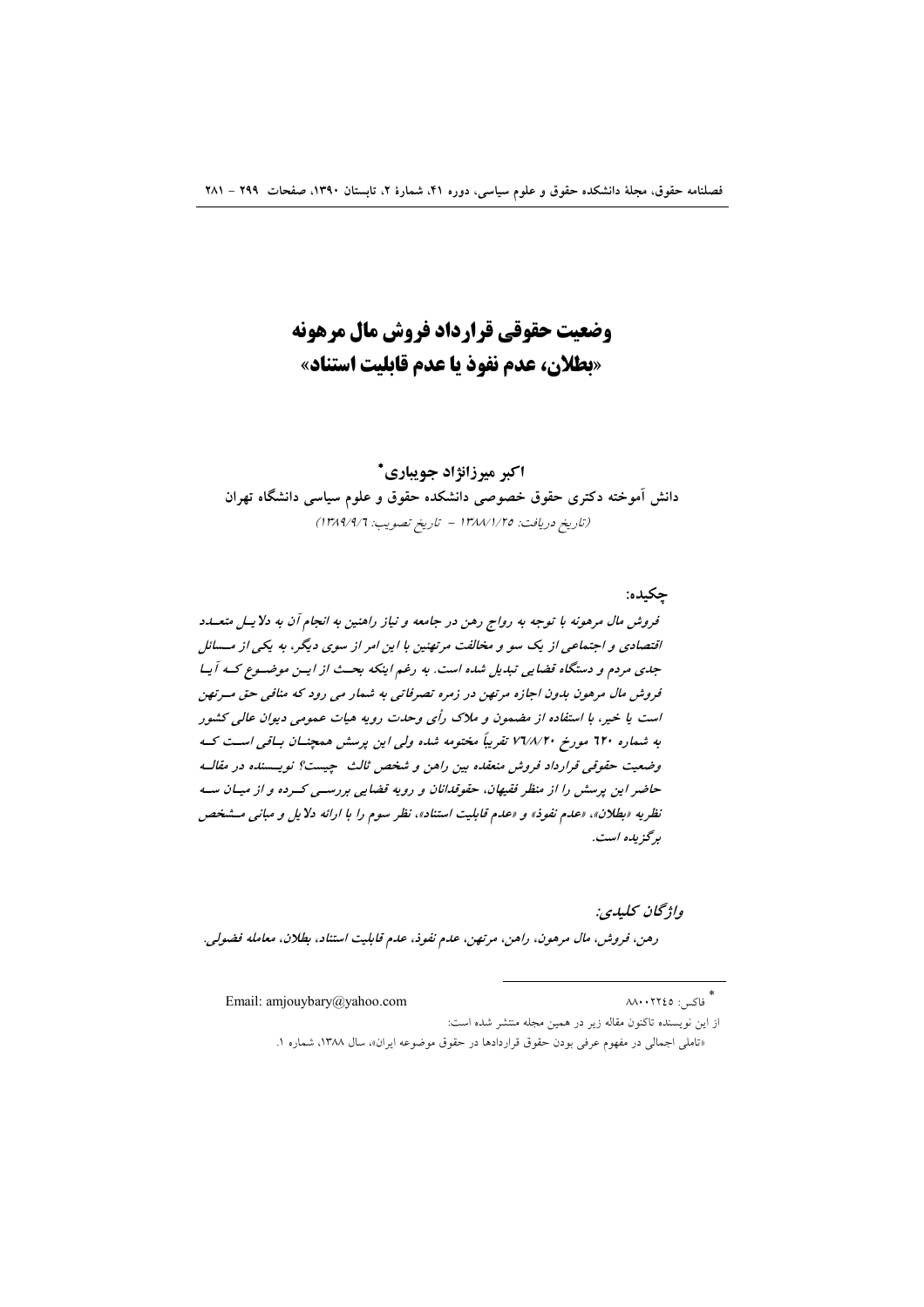# وضعیت حقوقی قرارداد فروش مال مرهونه
## «بطلان، عدم نفوذ یا عدم قابلیت استناد»

**اکبر میرزانژاد جویباری***

**دانش آموخته دکتری حقوق خصوصی دانشکده حقوق و علوم سیاسی دانشگاه تهران**

*(تاریخ دریافت: ۱۳۸۸/۱/۲۵ - تاریخ تصویب: ۱۳۸۹/۹/۶)*

**چکیده:**

***فروش مال مرهونه با توجه به رواج رهن در جامعه و نیاز راهنین به انجام آن به دلایل متعدد اقتصادی و اجتماعی از یک سو و مخالفت مرتهنین با این امر از سوی دیگر، به یکی از مسائل جدی مردم و دستگاه قضایی تبدیل شده است. به رغم اینکه بحث از این موضوع که آیا فروش مال مرهون بدون اجازه مرتهن در زمره تصرفاتی به شمار می رود که منافی حق مرتهن است یا خیر، با استفاده از مضمون و ملاک رأی وحدت رویه هیات عمومی دیوان عالی کشور به شماره ۶۲۰ مورخ ۷۶/۸/۲۰ تقریباً مختومه شده ولی این پرسش همچنان باقی است که وضعیت حقوقی قرارداد فروش منعقده بین راهن و شخص ثالث چیست؟ نویسنده در مقاله حاضر این پرسش را از منظر فقیهان، حقوقدانان و رویه قضایی بررسی کرده و از میان سه نظریه «بطلان»، «عدم نفوذ» و «عدم قابلیت استناد»، نظر سوم را با ارائه دلایل و مبانی مشخص برگزیده است.***

***واژگان کلیدی:***

***رهن، فروش، مال مرهون، راهن، مرتهن، عدم نفوذ، عدم قابلیت استناد، بطلان، معامله فضولی.***

---

* فاکس: ۸۸۰۰۲۲۴۵ Email: amjouybary@yahoo.com

از این نویسنده تاکنون مقاله زیر در همین مجله منتشر شده است:

«تاملی اجمالی در مفهوم عرفی بودن حقوق قراردادها در حقوق موضوعه ایران»، سال ۱۳۸۸، شماره ۱.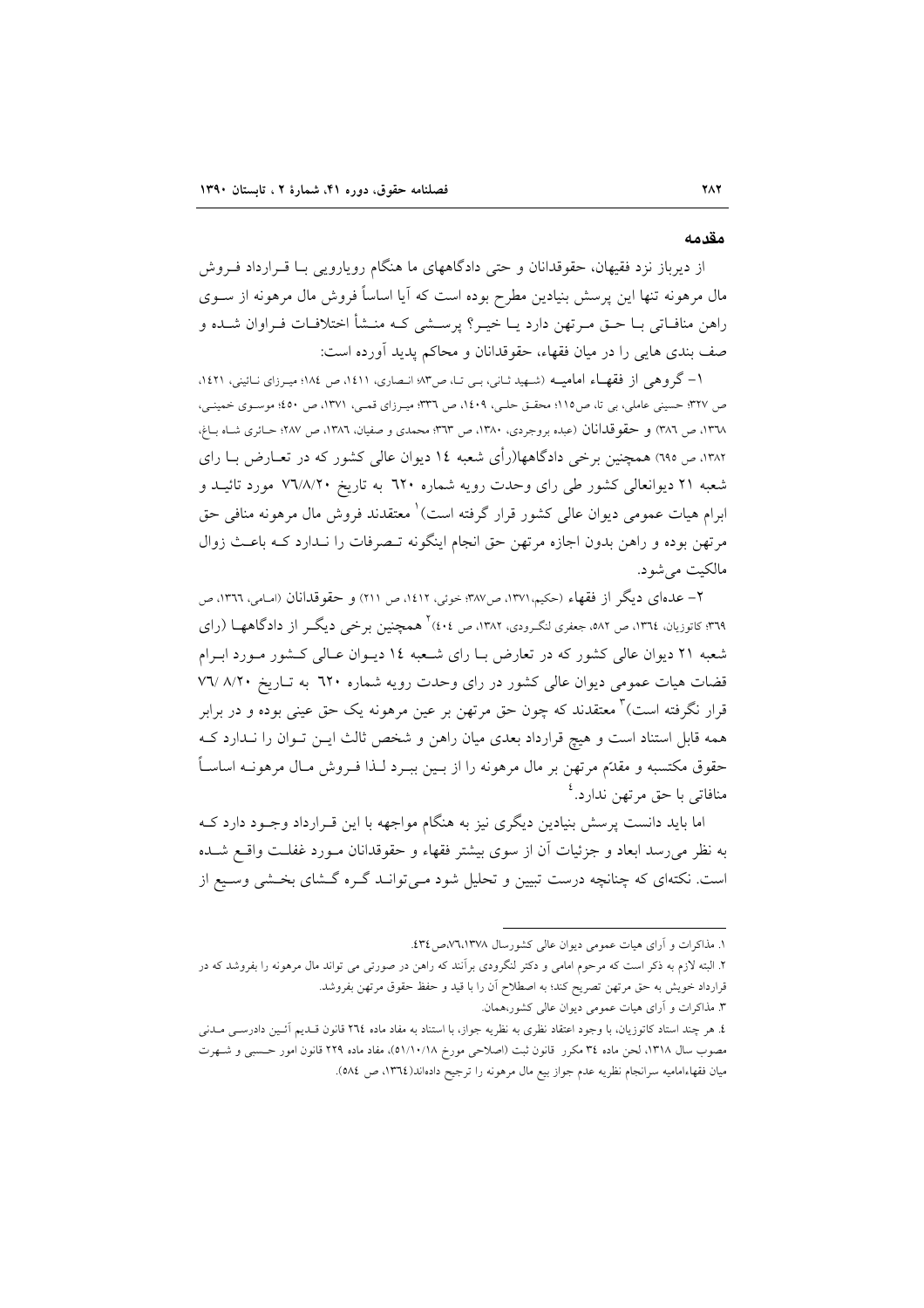## مقدمه

از دیرباز نزد فقیهان، حقوقدانان و حتی دادگاههای ما هنگام رویارویی با قرارداد فروش مال مرهونه تنها این پرسش بنیادین مطرح بوده است که آیا اساساً فروش مال مرهونه از سوی راهن منافاتی با حق مرتهن دارد یا خیر؟ پرسشی که منشأ اختلافات فراوان شده و صف بندی هایی را در میان فقها، حقوقدانان و محاکم پدید آورده است:

۱- گروهی از فقهاء امامیه (شهید ثانی، بی تا، ص۸۳؛ انصاری، ۱٤۱۱، ص ۱۸٤؛ میرزای نائینی، ۱٤۲۱، ص ۳۲۷؛ حسینی عاملی، بی تا، ص۱۱۵؛ محقق حلی، ۱٤۰۹، ص ۳۳٦؛ میرزای قمی، ۱۳۷۱، ص ٤۵۰؛ موسوی خمینی، ۱۳٦۸، ص ۳۸٦) و حقوقدانان (عبده بروجردی، ۱۳۸۰، ص ۳٦۳؛ محمدی و صفیان، ۱۳۸٦، ص ۲۸۷؛ حائری شاه باغ، ۱۳۸۲، ص ٦۹۵) همچنین برخی دادگاهها(رأی شعبه ۱٤ دیوان عالی کشور که در تعارض با رای شعبه ۲۱ دیوانعالی کشور طی رای وحدت رویه شماره ٦۲۰ به تاریخ ۷٦/۸/۲۰ مورد تائید و ابرام هیات عمومی دیوان عالی کشور قرار گرفته است)[1] معتقدند فروش مال مرهونه منافی حق مرتهن بوده و راهن بدون اجازه مرتهن حق انجام اینگونه تصرفات را ندارد که باعث زوال مالکیت می‌شود.

۲- عده‌ای دیگر از فقهاء (حکیم،۱۳۷۱، ص۳۸۷؛ خوئی، ۱٤۱۲، ص ۲۱۱) و حقوقدانان (امامی، ۱۳٦٦، ص ۳٦۹؛ کاتوزیان، ۱۳٦٤، ص ۵۸۲، جعفری لنگرودی، ۱۳۸۲، ص ٤۰٤)[2] همچنین برخی دیگر از دادگاهها (رای شعبه ۲۱ دیوان عالی کشور که در تعارض با رای شعبه ۱٤ دیوان عالی کشور مورد ابرام قضات هیات عمومی دیوان عالی کشور در رای وحدت رویه شماره ٦۲۰ به تاریخ ۷٦/ ۸/۲۰ قرار نگرفته است)[3] معتقدند که چون حق مرتهن بر عین مرهونه یک حق عینی بوده و در برابر همه قابل استناد است و هیچ قرارداد بعدی میان راهن و شخص ثالث این توان را ندارد که حقوق مکتسبه و مقدّم مرتهن بر مال مرهونه را از بین ببرد لذا فروش مال مرهونه اساساً منافاتی با حق مرتهن ندارد.[4]

اما باید دانست پرسش بنیادین دیگری نیز به هنگام مواجهه با این قرارداد وجود دارد که به نظر می‌رسد ابعاد و جزئیات آن از سوی بیشتر فقهاء و حقوقدانان مورد غفلت واقع شده است. نکته‌ای که چنانچه درست تبیین و تحلیل شود می‌تواند گره گشای بخشی وسیع از

---

۱. مذاکرات و آرای هیات عمومی دیوان عالی کشورسال ۱۳۷۸،۷٦،ص٤۳٤.

۲. البته لازم به ذکر است که مرحوم امامی و دکتر لنگرودی برآنند که راهن در صورتی می تواند مال مرهونه را بفروشد که در قرارداد خویش به حق مرتهن تصریح کند؛ به اصطلاح آن را با قید و حفظ حقوق مرتهن بفروشد.

۳. مذاکرات و آرای هیات عمومی دیوان عالی کشور،همان.

٤. هر چند استاد کاتوزیان، با وجود اعتقاد نظری به نظریه جواز، با استناد به مفاد ماده ۲٦٤ قانون قدیم آئین دادرسی مدنی مصوب سال ۱۳۱۸، لحن ماده ۳٤ مکرر قانون ثبت (اصلاحی مورخ ۵۱/۱۰/۱۸)، مفاد ماده ۲۲۹ قانون امور حسبی و شهرت میان فقهاءامامیه سرانجام نظریه عدم جواز بیع مال مرهونه را ترجیح داده‌اند(۱۳٦٤، ص ۵۸٤).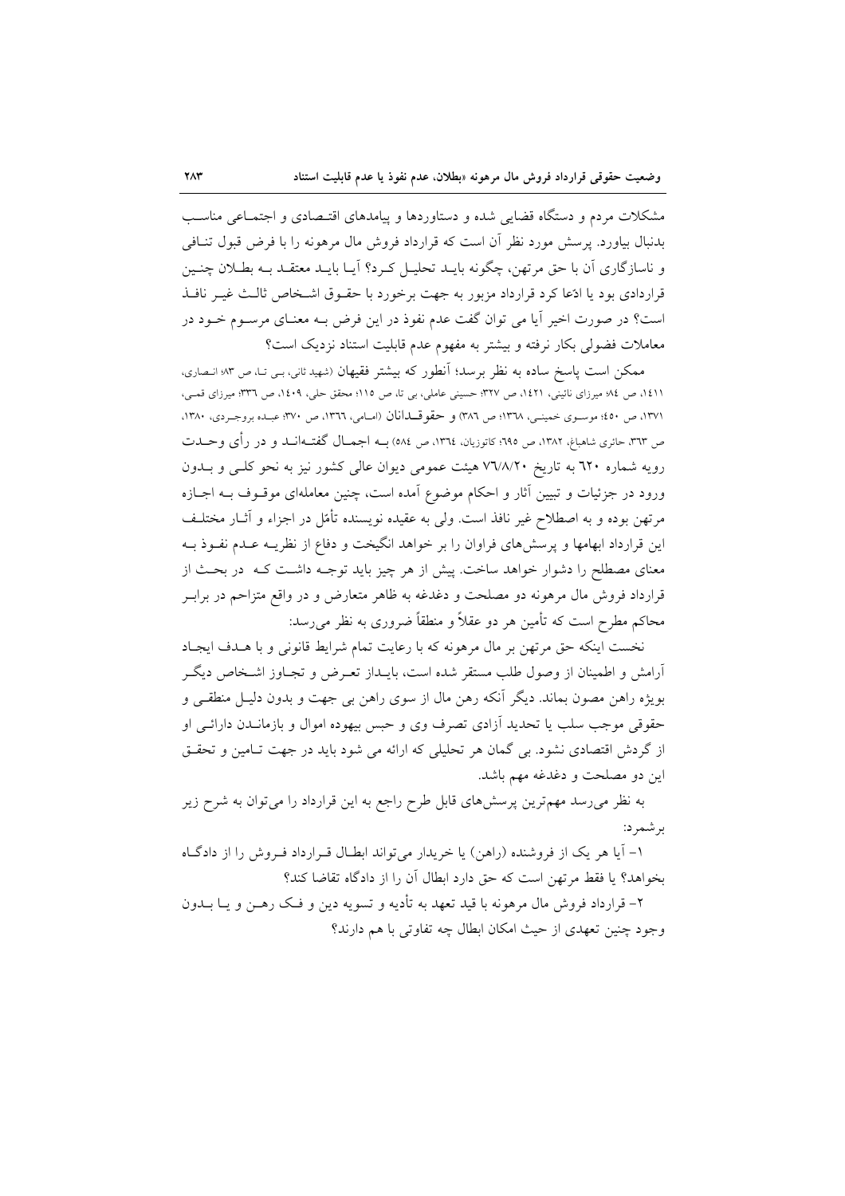مشکلات مردم و دستگاه قضایی شده و دستاوردها و پیامدهای اقتصادی و اجتماعی مناسب بدنبال بیاورد. پرسش مورد نظر آن است که قرارداد فروش مال مرهونه را با فرض قبول تنافی و ناسازگاری آن با حق مرتهن، چگونه باید تحلیل کرد؟ آیا باید معتقد به بطلان چنین قراردادی بود یا ادّعا کرد قرارداد مزبور به جهت برخورد با حقوق اشخاص ثالث غیر نافذ است؟ در صورت اخیر آیا می توان گفت عدم نفوذ در این فرض به معنای مرسوم خود در معاملات فضولی بکار نرفته و بیشتر به مفهوم عدم قابلیت استناد نزدیک است؟

ممکن است پاسخ ساده به نظر برسد؛ آنطور که بیشتر فقیهان (شهید ثانی، بی تا، ص ۸۳؛ انصاری، ۱۴۱۱، ص ۸۴؛ میرزای نائینی، ۱۴۲۱، ص ۳۲۷؛ حسینی عاملی، بی تا، ص ۱۱۵؛ محقق حلی، ۱۴۰۹، ص ۳۳۶؛ میرزای قمی، ۱۳۷۱، ص ۴۵۰؛ موسوی خمینی، ۱۳۶۸؛ ص ۳۸۶) و حقوقدانان (امامی، ۱۳۶۶، ص ۳۷۰؛ عبده بروجردی، ۱۳۸۰، ص ۳۶۳، حائری شاهباغ، ۱۳۸۲، ص ۶۹۵؛ کاتوزیان، ۱۳۶۴، ص ۵۸۴) به اجمال گفته‌اند و در رأی وحدت رویه شماره ۶۲۰ به تاریخ ۷۶/۸/۲۰ هیئت عمومی دیوان عالی کشور نیز به نحو کلی و بدون ورود در جزئیات و تبیین آثار و احکام موضوع آمده است، چنین معامله‌ای موقوف به اجازه مرتهن بوده و به اصطلاح غیر نافذ است. ولی به عقیده نویسنده تأمّل در اجزاء و آثار مختلف این قرارداد ابهامها و پرسش‌های فراوان را بر خواهد انگیخت و دفاع از نظریه عدم نفوذ به معنای مصطلح را دشوار خواهد ساخت. پیش از هر چیز باید توجه داشت که در بحث از قرارداد فروش مال مرهونه دو مصلحت و دغدغه به ظاهر متعارض و در واقع متزاحم در برابر محاکم مطرح است که تأمین هر دو عقلاً و منطقاً ضروری به نظر می‌رسد:

نخست اینکه حق مرتهن بر مال مرهونه که با رعایت تمام شرایط قانونی و با هدف ایجاد آرامش و اطمینان از وصول طلب مستقر شده است، بایداز تعرض و تجاوز اشخاص دیگر بویژه راهن مصون بماند. دیگر آنکه رهن مال از سوی راهن بی جهت و بدون دلیل منطقی و حقوقی موجب سلب یا تحدید آزادی تصرف وی و حبس بیهوده اموال و بازماندن دارائی او از گردش اقتصادی نشود. بی گمان هر تحلیلی که ارائه می شود باید در جهت تامین و تحقق این دو مصلحت و دغدغه مهم باشد.

به نظر می‌رسد مهم‌ترین پرسش‌های قابل طرح راجع به این قرارداد را می‌توان به شرح زیر برشمرد:

۱- آیا هر یک از فروشنده (راهن) یا خریدار می‌تواند ابطال قرارداد فروش را از دادگاه بخواهد؟ یا فقط مرتهن است که حق دارد ابطال آن را از دادگاه تقاضا کند؟

۲- قرارداد فروش مال مرهونه با قید تعهد به تأدیه و تسویه دین و فک رهن و یا بدون وجود چنین تعهدی از حیث امکان ابطال چه تفاوتی با هم دارند؟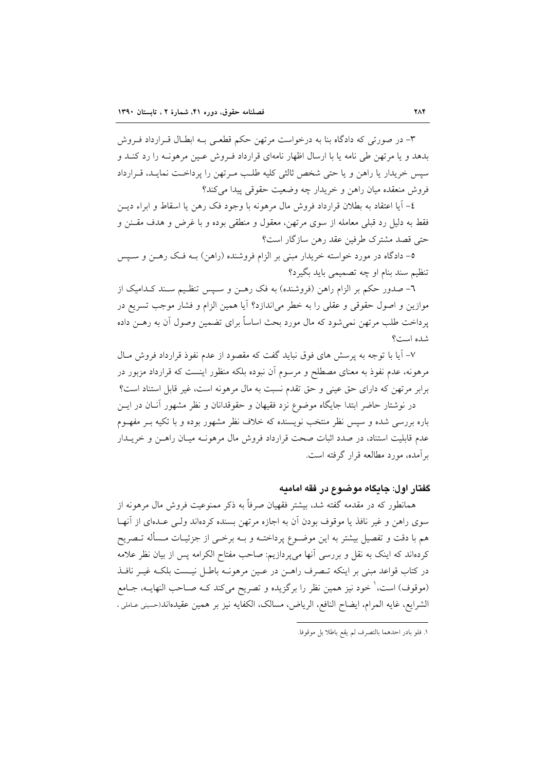۳- در صورتی که دادگاه بنا به درخواست مرتهن حکم قطعی بـه ابطـال قـرارداد فـروش بدهد و یا مرتهن طی نامه یا با ارسال اظهار نامه‌ای قرارداد فـروش عـین مرهونـه را رد کنـد و سپس خریدار یا راهن و یا حتی شخص ثالثی کلیه طلـب مـرتهن را پرداخـت نمایـد، قـرارداد فروش منعقده میان راهن و خریدار چه وضعیت حقوقی پیدا می‌کند؟

٤- آیا اعتقاد به بطلان قرارداد فروش مال مرهونه با وجود فک رهن یا اسقاط و ابراء دیـن فقط به دلیل رد قبلی معامله از سوی مرتهن، معقول و منطقی بوده و با غرض و هدف مقـنن و حتی قصد مشترک طرفین عقد رهن سازگار است؟

٥- دادگاه در مورد خواسته خریدار مبنی بر الزام فروشنده (راهن) بـه فـک رهـن و سـپس تنظیم سند بنام او چه تصمیمی باید بگیرد؟

٦- صدور حکم بر الزام راهن (فروشنده) به فک رهـن و سـپس تنظـیم سـند کـدامیک از موازین و اصول حقوقی و عقلی را به خطر می‌اندازد؟ آیا همین الزام و فشار موجب تسریع در پرداخت طلب مرتهن نمی‌شود که مال مورد بحث اساساً برای تضمین وصول آن به رهـن داده شده است؟

۷- آیا با توجه به پرسش های فوق نباید گفت که مقصود از عدم نفوذ قرارداد فروش مـال مرهونه، عدم نفوذ به معنای مصطلح و مرسوم آن نبوده بلکه منظور اینست که قرارداد مزبور در برابر مرتهن که دارای حق عینی و حق تقدم نسبت به مال مرهونه است، غیر قابل استناد است؟

در نوشتار حاضر ابتدا جایگاه موضوع نزد فقیهان و حقوقدانان و نظر مشهور آنـان در ایـن باره بررسی شده و سپس نظر منتخب نویسنده که خلاف نظر مشهور بوده و با تکیه بـر مفهـوم عدم قابلیت استناد، در صدد اثبات صحت قرارداد فروش مال مرهونـه میـان راهـن و خریـدار برآمده، مورد مطالعه قرار گرفته است.

## گفتار اول: جایگاه موضوع در فقه امامیه

همانطور که در مقدمه گفته شد، بیشتر فقیهان صرفاً به ذکر ممنوعیت فروش مال مرهونه از سوی راهن و غیر نافذ یا موقوف بودن آن به اجازه مرتهن بسنده کرده‌اند ولـی عـده‌ای از آنهـا هم با دقت و تفصیل بیشتر به این موضـوع پرداختـه و بـه برخـی از جزئیـات مـسأله تـصریح کرده‌اند که اینک به نقل و بررسی آنها می‌پردازیم: صاحب مفتاح الکرامه پس از بیان نظر علامه در کتاب قواعد مبنی بر اینکه تـصرف راهـن در عـین مرهونـه باطـل نیـست بلکـه غیـر نافـذ (موقوف) است،[1] خود نیز همین نظر را برگزیده و تصریح می‌کند کـه صـاحب النهایـه، جـامع الشرایع، غایه المرام، ایضاح النافع، الریاض، مسالک، الکفایه نیز بر همین عقیده‌اند(حسینی عـاملی ،

---

۱. فلو بادر احدهما بالتصرف لم یقع باطلا بل موقوفا.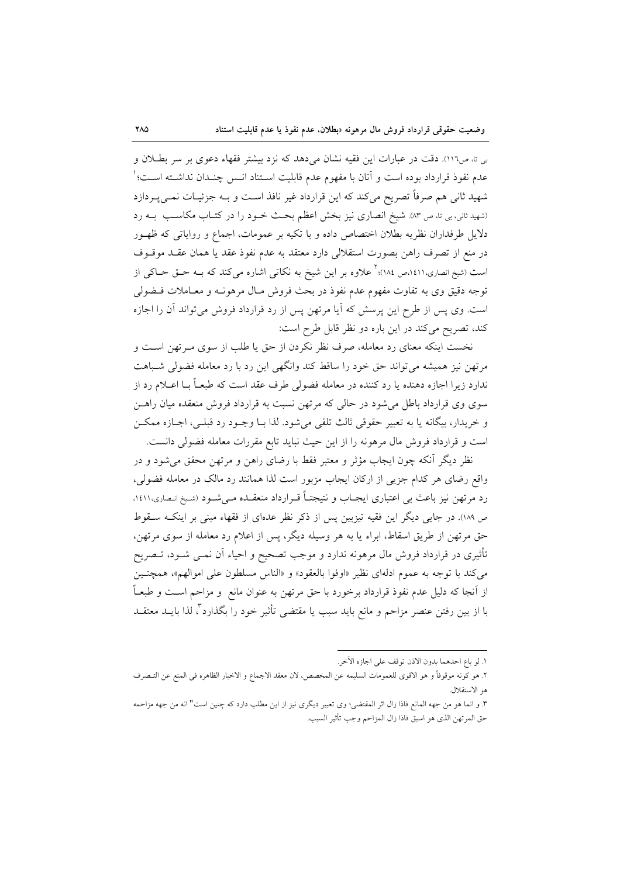بی تا، ص۱۱۶). دقت در عبارات این فقیه نشان می‌دهد که نزد بیشتر فقهاء دعوی بر سر بطلان و عدم نفوذ قرارداد بوده است و آنان با مفهوم عدم قابلیت استناد انس چندان نداشته است؛[1] شهید ثانی هم صرفاً تصریح می‌کند که این قرارداد غیر نافذ است و به جزئیات نمی‌پردازد (شهید ثانی، بی تا، ص ۸۳). شیخ انصاری نیز بخش اعظم بحث خود را در کتاب مکاسب به رد دلایل طرفداران نظریه بطلان اختصاص داده و با تکیه بر عمومات، اجماع و روایاتی که ظهور در منع از تصرف راهن بصورت استقلالی دارد معتقد به عدم نفوذ عقد یا همان عقد موقوف است (شیخ انصاری،۱٤۱۱،ص ۱۸٤)؛[2] علاوه بر این شیخ به نکاتی اشاره می‌کند که به حق حاکی از توجه دقیق وی به تفاوت مفهوم عدم نفوذ در بحث فروش مال مرهونه و معاملات فضولی است. وی پس از طرح این پرسش که آیا مرتهن پس از رد قرارداد فروش می‌تواند آن را اجازه کند، تصریح می‌کند در این باره دو نظر قابل طرح است:

نخست اینکه معنای رد معامله، صرف نظر نکردن از حق یا طلب از سوی مرتهن است و مرتهن نیز همیشه می‌تواند حق خود را ساقط کند وانگهی این رد با رد معامله فضولی شباهت ندارد زیرا اجازه دهنده یا رد کننده در معامله فضولی طرف عقد است که طبعاً با اعلام رد از سوی وی قرارداد باطل می‌شود در حالی که مرتهن نسبت به قرارداد فروش منعقده میان راهن و خریدار، بیگانه یا به تعبیر حقوقی ثالث تلقی می‌شود. لذا با وجود رد قبلی، اجازه ممکن است و قرارداد فروش مال مرهونه را از این حیث نباید تابع مقررات معامله فضولی دانست.

نظر دیگر آنکه چون ایجاب مؤثر و معتبر فقط با رضای راهن و مرتهن محقق می‌شود و در واقع رضای هر کدام جزیی از ارکان ایجاب مزبور است لذا همانند رد مالک در معامله فضولی، رد مرتهن نیز باعث بی اعتباری ایجاب و نتیجتاً قرارداد منعقده می‌شود (شیخ انصاری،۱٤۱۱، ص ۱۸۹). در جایی دیگر این فقیه تیزبین پس از ذکر نظر عده‌ای از فقهاء مبنی بر اینکه سقوط حق مرتهن از طریق اسقاط، ابراء یا به هر وسیله دیگر، پس از اعلام رد معامله از سوی مرتهن، تأثیری در قرارداد فروش مال مرهونه ندارد و موجب تصحیح و احیاء آن نمی شود، تصریح می‌کند با توجه به عموم ادله‌ای نظیر «اوفوا بالعقود» و «الناس مسلطون علی اموالهم»، همچنین از آنجا که دلیل عدم نفوذ قرارداد برخورد با حق مرتهن به عنوان مانع و مزاحم است و طبعاً با از بین رفتن عنصر مزاحم و مانع باید سبب یا مقتضی تأثیر خود را بگذارد[3]، لذا باید معتقد

---

۱. لو باع احدهما بدون الاذن توقف علی اجازه الآخر.

۲. هو کونه موقوفاً و هو الاقوی للعمومات السلیمه عن المخصص، لان معقد الاجماع و الاخبار الظاهره فی المنع عن التصرف هو الاستقلال.

۳. و انما هو من جهه المانع فاذا زال اثر المقتضی؛ وی تعبیر دیگری نیز از این مطلب دارد که چنین است" انه من جهه مزاحمه حق المرتهن الذی هو اسبق فاذا زال المزاحم وجب تأثیر السبب.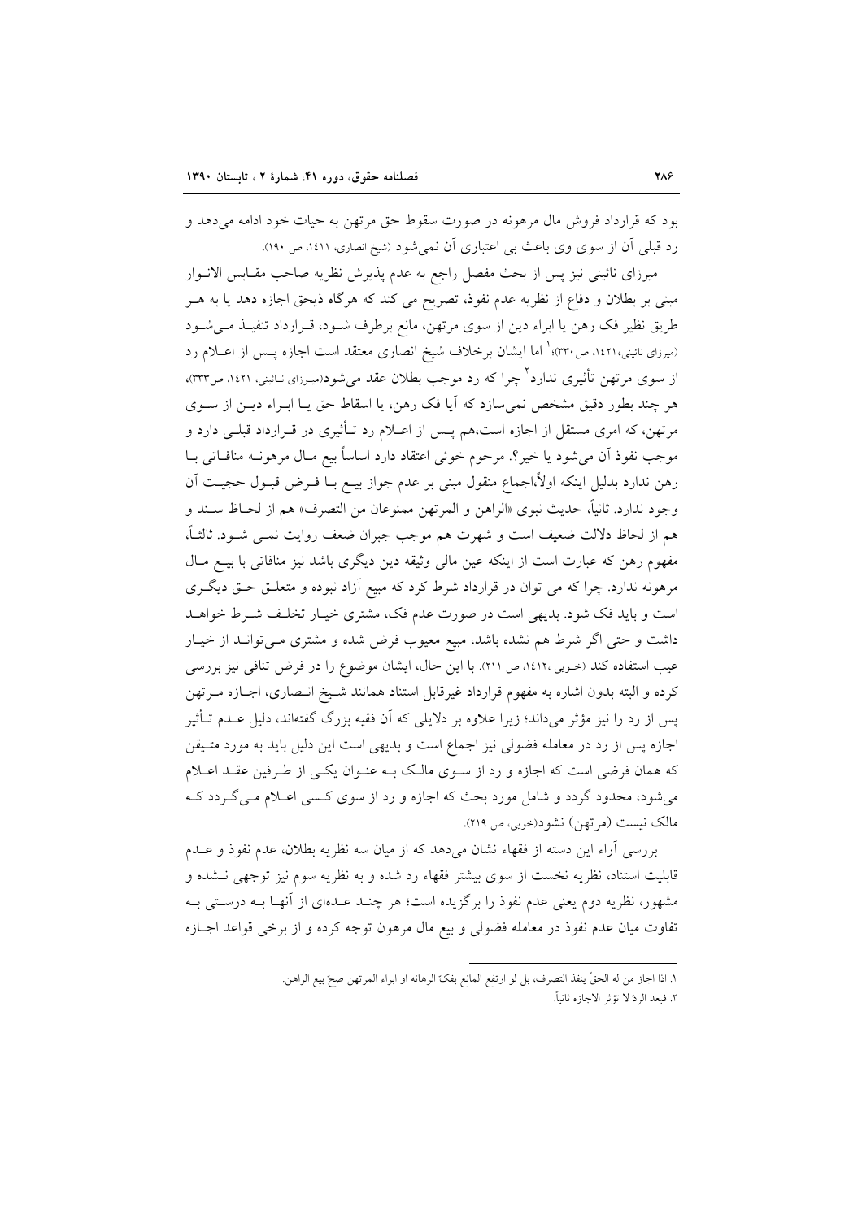بود که قرارداد فروش مال مرهونه در صورت سقوط حق مرتهن به حیات خود ادامه می‌دهد و رد قبلی آن از سوی وی باعث بی اعتباری آن نمی‌شود (شیخ انصاری، ۱۴۱۱، ص ۱۹۰).

میرزای نائینی نیز پس از بحث مفصل راجع به عدم پذیرش نظریه صاحب مقابس الانوار مبنی بر بطلان و دفاع از نظریه عدم نفوذ، تصریح می کند که هرگاه ذیحق اجازه دهد یا به هر طریق نظیر فک رهن یا ابراء دین از سوی مرتهن، مانع برطرف شود، قرارداد تنفیذ می‌شود (میرزای نائینی،۱۴۲۱، ص۳۳۰)؛[1] اما ایشان برخلاف شیخ انصاری معتقد است اجازه پس از اعلام رد از سوی مرتهن تأثیری ندارد[2] چرا که رد موجب بطلان عقد می‌شود(میرزای نائینی، ۱۴۲۱، ص۳۳۳)، هر چند بطور دقیق مشخص نمی‌سازد که آیا فک رهن، یا اسقاط حق یا ابراء دین از سوی مرتهن، که امری مستقل از اجازه است،هم پس از اعلام رد تأثیری در قرارداد قبلی دارد و موجب نفوذ آن می‌شود یا خیر؟. مرحوم خوئی اعتقاد دارد اساساً بیع مال مرهونه منافاتی با رهن ندارد بدلیل اینکه اولاً،اجماع منقول مبنی بر عدم جواز بیع با فرض قبول حجیت آن وجود ندارد. ثانیاً، حدیث نبوی «الراهن و المرتهن ممنوعان من التصرف» هم از لحاظ سند و هم از لحاظ دلالت ضعیف است و شهرت هم موجب جبران ضعف روایت نمی شود. ثالثاً، مفهوم رهن که عبارت است از اینکه عین مالی وثیقه دین دیگری باشد نیز منافاتی با بیع مال مرهونه ندارد. چرا که می توان در قرارداد شرط کرد که مبیع آزاد نبوده و متعلق حق دیگری است و باید فک شود. بدیهی است در صورت عدم فک، مشتری خیار تخلف شرط خواهد داشت و حتی اگر شرط هم نشده باشد، مبیع معیوب فرض شده و مشتری می‌تواند از خیار عیب استفاده کند (خویی ،۱۴۱۲، ص ۲۱۱). با این حال، ایشان موضوع را در فرض تنافی نیز بررسی کرده و البته بدون اشاره به مفهوم قرارداد غیرقابل استناد همانند شیخ انصاری، اجازه مرتهن پس از رد را نیز مؤثر می‌داند؛ زیرا علاوه بر دلایلی که آن فقیه بزرگ گفته‌اند، دلیل عدم تأثیر اجازه پس از رد در معامله فضولی نیز اجماع است و بدیهی است این دلیل باید به مورد متیقن که همان فرضی است که اجازه و رد از سوی مالک به عنوان یکی از طرفین عقد اعلام می‌شود، محدود گردد و شامل مورد بحث که اجازه و رد از سوی کسی اعلام می‌گردد که مالک نیست (مرتهن) نشود(خویی، ص ۲۱۹).

بررسی آراء این دسته از فقهاء نشان می‌دهد که از میان سه نظریه بطلان، عدم نفوذ و عدم قابلیت استناد، نظریه نخست از سوی بیشتر فقهاء رد شده و به نظریه سوم نیز توجهی نشده و مشهور، نظریه دوم یعنی عدم نفوذ را برگزیده است؛ هر چند عده‌ای از آنها به درستی به تفاوت میان عدم نفوذ در معامله فضولی و بیع مال مرهون توجه کرده و از برخی قواعد اجازه

---

۱. اذا اجاز من له الحقّ ینفذ التصرف، بل لو ارتفع المانع بفکّ الرهانه او ابراء المرتهن صحّ بیع الراهن.

۲. فبعد الردّ لا تؤثر الاجازه ثانیاً.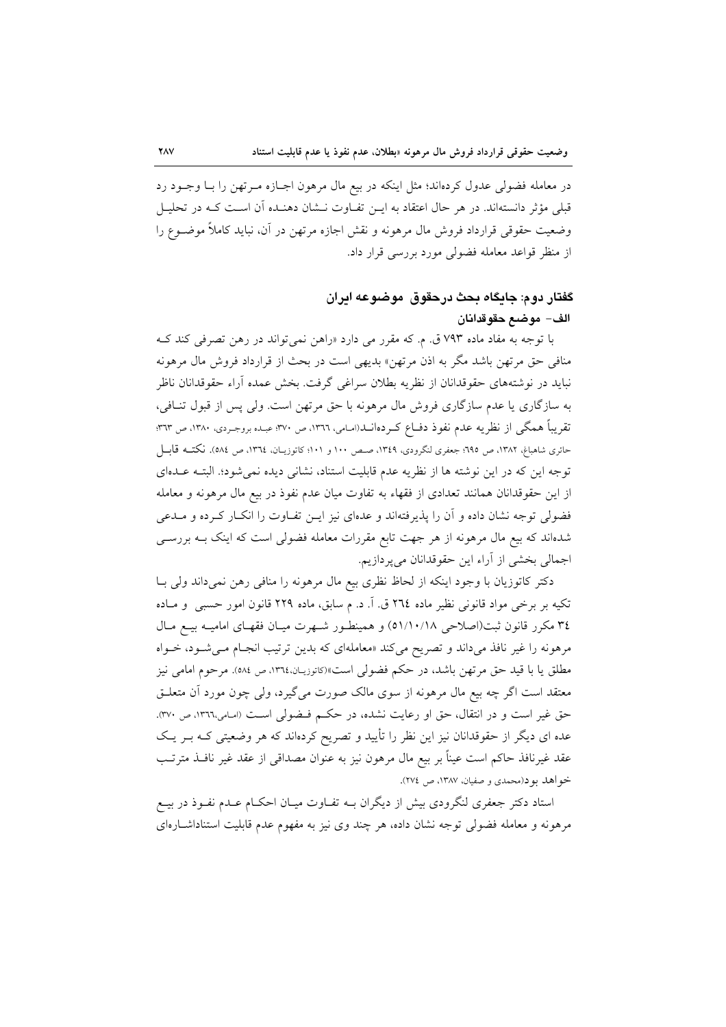در معامله فضولی عدول کرده‌اند؛ مثل اینکه در بیع مال مرهون اجازه مرتهن را با وجود رد قبلی مؤثر دانسته‌اند. در هر حال اعتقاد به این تفاوت نشان دهنده آن است که در تحلیل وضعیت حقوقی قرارداد فروش مال مرهونه و نقش اجازه مرتهن در آن، نباید کاملاً موضوع را از منظر قواعد معامله فضولی مورد بررسی قرار داد.

## گفتار دوم: جایگاه بحث درحقوق موضوعه ایران

### الف- موضع حقوقدانان

با توجه به مفاد ماده ۷۹۳ ق. م. که مقرر می دارد «راهن نمی‌تواند در رهن تصرفی کند که منافی حق مرتهن باشد مگر به اذن مرتهن» بدیهی است در بحث از قرارداد فروش مال مرهونه نباید در نوشته‌های حقوقدانان از نظریه بطلان سراغی گرفت. بخش عمده آراء حقوقدانان ناظر به سازگاری یا عدم سازگاری فروش مال مرهونه با حق مرتهن است. ولی پس از قبول تنافی، تقریباً همگی از نظریه عدم نفوذ دفاع کرده‌اند(امامی، ۱۳٦٦، ص ۳۷۰؛ عبده بروجردی، ۱۳۸۰، ص ۳٦۳؛ حائری شاهباغ، ۱۳۸۲، ص ٦۹۵؛ جعفری لنگرودی، ۱۳٤۹، صص ۱۰۰ و ۱۰۱؛ کاتوزیان، ۱۳٦٤، ص ٥۸٤). نکته قابل توجه این که در این نوشته ها از نظریه عدم قابلیت استناد، نشانی دیده نمی‌شود؛. البته عده‌ای از این حقوقدانان همانند تعدادی از فقهاء به تفاوت میان عدم نفوذ در بیع مال مرهونه و معامله فضولی توجه نشان داده و آن را پذیرفته‌اند و عده‌ای نیز این تفاوت را انکار کرده و مدعی شده‌اند که بیع مال مرهونه از هر جهت تابع مقررات معامله فضولی است که اینک به بررسی اجمالی بخشی از آراء این حقوقدانان می‌پردازیم.

دکتر کاتوزیان با وجود اینکه از لحاظ نظری بیع مال مرهونه را منافی رهن نمی‌داند ولی با تکیه بر برخی مواد قانونی نظیر ماده ۲٦٤ ق. آ. د. م سابق، ماده ۲۲۹ قانون امور حسبی و ماده ۳٤ مکرر قانون ثبت(اصلاحی ٥۱/۱۰/۱۸) و همینطور شهرت میان فقهای امامیه بیع مال مرهونه را غیر نافذ می‌داند و تصریح می‌کند «معامله‌ای که بدین ترتیب انجام می‌شود، خواه مطلق یا با قید حق مرتهن باشد، در حکم فضولی است»(کاتوزیان،۱۳٦٤، ص ٥۸٤). مرحوم امامی نیز معتقد است اگر چه بیع مال مرهونه از سوی مالک صورت می‌گیرد، ولی چون مورد آن متعلق حق غیر است و در انتقال، حق او رعایت نشده، در حکم فضولی است (امامی،۱۳٦٦، ص ۳۷۰). عده ای دیگر از حقوقدانان نیز این نظر را تأیید و تصریح کرده‌اند که هر وضعیتی که بر یک عقد غیرنافذ حاکم است عیناً بر بیع مال مرهون نیز به عنوان مصداقی از عقد غیر نافذ مترتب خواهد بود(محمدی و صفیان، ۱۳۸۷، ص ۲۷٤).

استاد دکتر جعفری لنگرودی بیش از دیگران به تفاوت میان احکام عدم نفوذ در بیع مرهونه و معامله فضولی توجه نشان داده، هر چند وی نیز به مفهوم عدم قابلیت استناداشاره‌ای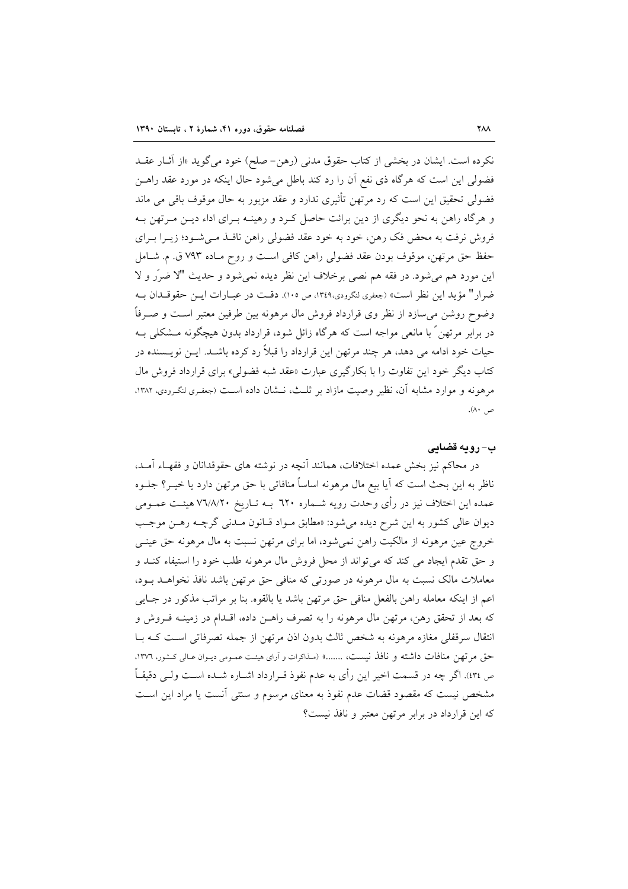نکرده است. ایشان در بخشی از کتاب حقوق مدنی (رهن- صلح) خود می‌گوید «از آثـار عقـد فضولی این است که هرگاه ذی نفع آن را رد کند باطل می‌شود حال اینکه در مورد عقد راهــن فضولی تحقیق این است که رد مرتهن تأثیری ندارد و عقد مزبور به حال موقوف باقی می ماند و هرگاه راهن به نحو دیگری از دین برائت حاصل کـرد و رهینـه بـرای اداء دیـن مـرتهن بـه فروش نرفت به محض فک رهن، خود به خود عقد فضولی راهن نافـذ مـی‌شـود؛ زیـرا بـرای حفظ حق مرتهن، موقوف بودن عقد فضولی راهن کافی اسـت و روح مـاده ۷۹۳ ق. م. شـامل این مورد هم می‌شود. در فقه هم نصی برخلاف این نظر دیده نمی‌شود و حدیث "لا ضرّر و لا ضرار" مؤید این نظر است» (جعفری لنگرودی،۱۳٤۹، ص ۱۰۵). دقـت در عبـارات ایـن حقوقـدان بـه وضوح روشن می‌سازد از نظر وی قرارداد فروش مال مرهونه بین طرفین معتبر اسـت و صـرفاً در برابر مرتهنً با مانعی مواجه است که هرگاه زائل شود، قرارداد بدون هیچگونه مـشکلی بـه حیات خود ادامه می دهد، هر چند مرتهن این قرارداد را قبلاً رد کرده باشـد. ایـن نویـسنده در کتاب دیگر خود این تفاوت را با بکارگیری عبارت «عقد شبه فضولی» برای قرارداد فروش مال مرهونه و موارد مشابه آن، نظیر وصیت مازاد بر ثلـث، نـشان داده اسـت (جعفـری لنگـرودی، ۱۳۸۲، ص ۸۰).

### ب- رویه قضایی

در محاکم نیز بخش عمده اختلافات، همانند آنچه در نوشته های حقوقدانان و فقهـاء آمـد، ناظر به این بحث است که آیا بیع مال مرهونه اساساً منافاتی با حق مرتهن دارد یا خیـر؟ جلـوه عمده این اختلاف نیز در رأی وحدت رویه شـماره ٦٢٠ بـه تـاریخ ٧٦/٨/٢٠ هیئـت عمـومی دیوان عالی کشور به این شرح دیده می‌شود: «مطابق مـواد قـانون مـدنی گرچـه رهـن موجـب خروج عین مرهونه از مالکیت راهن نمی‌شود، اما برای مرتهن نسبت به مال مرهونه حق عینـی و حق تقدم ایجاد می کند که می‌تواند از محل فروش مال مرهونه طلب خود را استیفاء کنـد و معاملات مالک نسبت به مال مرهونه در صورتی که منافی حق مرتهن باشد نافذ نخواهـد بـود، اعم از اینکه معامله راهن بالفعل منافی حق مرتهن باشد یا بالقوه. بنا بر مراتب مذکور در جـایی که بعد از تحقق رهن، مرتهن مال مرهونه را به تصرف راهـن داده، اقـدام در زمینـه فـروش و انتقال سرقفلی مغازه مرهونه به شخص ثالث بدون اذن مرتهن از جمله تصرفاتی اسـت کـه بـا حق مرتهن منافات داشته و نافذ نیست، .......» (مـذاکرات و آرای هیئـت عمـومی دیـوان عـالی کـشور، ١٣٧٦، ص ٤٣٤). اگر چه در قسمت اخیر این رأی به عدم نفوذ قـرارداد اشـاره شـده اسـت ولـی دقیقـاً مشخص نیست که مقصود قضات عدم نفوذ به معنای مرسوم و سنتی آنست یا مراد این اسـت که این قرارداد در برابر مرتهن معتبر و نافذ نیست؟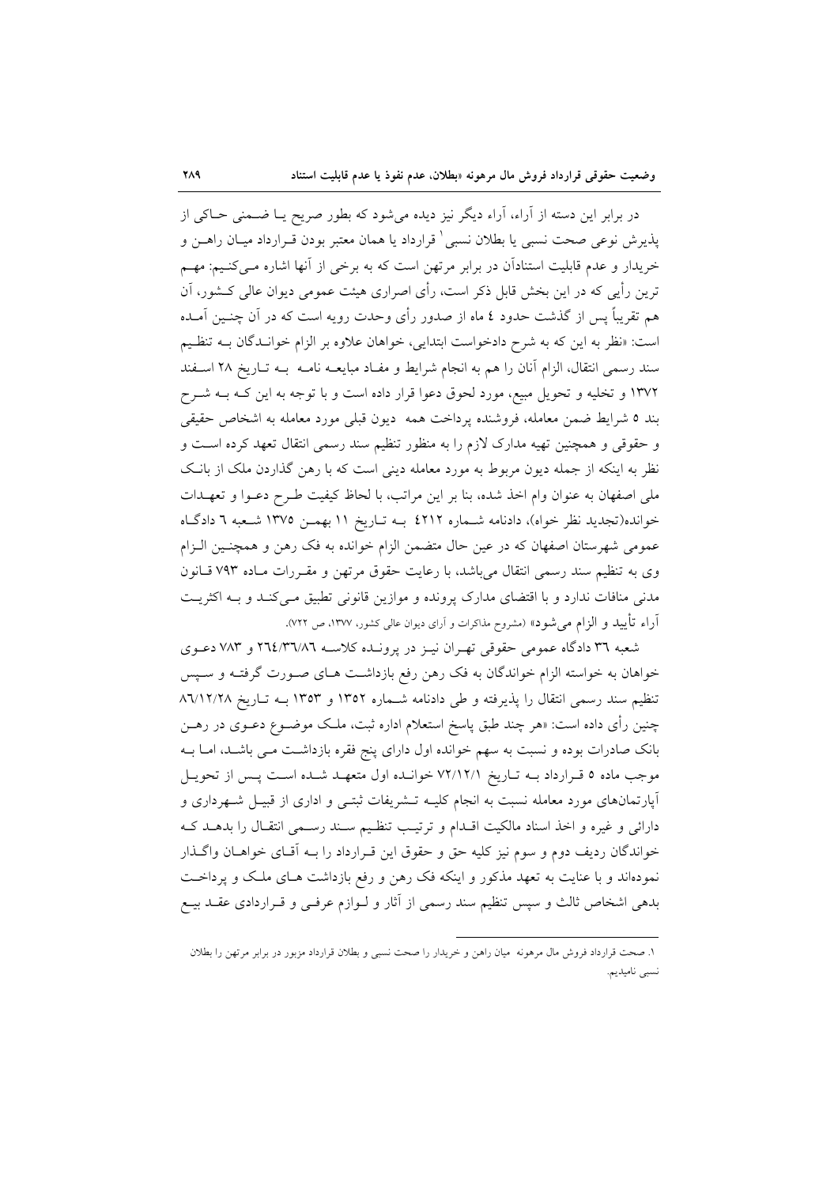در برابر این دسته از آراء، آراء دیگر نیز دیده می‌شود که بطور صریح یـا ضـمنی حـاکی از پذیرش نوعی صحت نسبی یا بطلان نسبی[1] قرارداد یا همان معتبر بودن قـرارداد میـان راهـن و خریدار و عدم قابلیت استنادآن در برابر مرتهن است که به برخی از آنها اشاره مـی‌کنـیم: مهـم ترین رأیی که در این بخش قابل ذکر است، رأی اصراری هیئت عمومی دیوان عالی کـشور، آن هم تقریباً پس از گذشت حدود ٤ ماه از صدور رأی وحدت رویه است که در آن چنـین آمـده است: «نظر به این که به شرح دادخواست ابتدایی، خواهان علاوه بر الزام خوانـدگان بـه تنظـیم سند رسمی انتقال، الزام آنان را هم به انجام شرایط و مفـاد مبایعـه نامـه بـه تـاریخ ۲۸ اسـفند ۱۳۷۲ و تخلیه و تحویل مبیع، مورد لحوق دعوا قرار داده است و با توجه به این کـه بـه شـرح بند ٥ شرایط ضمن معامله، فروشنده پرداخت همه دیون قبلی مورد معامله به اشخاص حقیقی و حقوقی و همچنین تهیه مدارک لازم را به منظور تنظیم سند رسمی انتقال تعهد کرده اسـت و نظر به اینکه از جمله دیون مربوط به مورد معامله دینی است که با رهن گذاردن ملک از بانـک ملی اصفهان به عنوان وام اخذ شده، بنا بر این مراتب، با لحاظ کیفیت طـرح دعـوا و تعهـدات خوانده(تجدید نظر خواه)، دادنامه شـماره ٤٢١٢ بـه تـاریخ ۱۱ بهمـن ۱۳۷٥ شـعبه ٦ دادگـاه عمومی شهرستان اصفهان که در عین حال متضمن الزام خوانده به فک رهن و همچنـین الـزام وی به تنظیم سند رسمی انتقال می‌باشد، با رعایت حقوق مرتهن و مقـررات مـاده ۷۹۳ قـانون مدنی منافات ندارد و با اقتضای مدارک پرونده و موازین قانونی تطبیق مـی‌کنـد و بـه اکثریـت آراء تأیید و الزام می‌شود» (مشروح مذاکرات و آرای دیوان عالی کشور، ۱۳۷۷، ص ۷۲۲).

شعبه ۳٦ دادگاه عمومی حقوقی تهـران نیـز در پرونـده کلاسـه ۲٦٤/۳٦/۸٦ و ۷۸۳ دعـوی خواهان به خواسته الزام خواندگان به فک رهن رفع بازداشـت هـای صـورت گرفتـه و سـپس تنظیم سند رسمی انتقال را پذیرفته و طی دادنامه شـماره ۱۳٥۲ و ۱۳٥۳ بـه تـاریخ ۸٦/۱۲/۲۸ چنین رأی داده است: «هر چند طبق پاسخ استعلام اداره ثبت، ملـک موضـوع دعـوی در رهـن بانک صادرات بوده و نسبت به سهم خوانده اول دارای پنج فقره بازداشـت مـی باشـد، امـا بـه موجب ماده ٥ قـرارداد بـه تـاریخ ۷۲/۱۲/۱ خوانـده اول متعهـد شـده اسـت پـس از تحویـل آپارتمان‌های مورد معامله نسبت به انجام کلیـه تـشریفات ثبتـی و اداری از قبیـل شـهرداری و دارائی و غیره و اخذ اسناد مالکیت اقـدام و ترتیـب تنظـیم سـند رسـمی انتقـال را بدهـد کـه خواندگان ردیف دوم و سوم نیز کلیه حق و حقوق این قـرارداد را بـه آقـای خواهـان واگـذار نموده‌اند و با عنایت به تعهد مذکور و اینکه فک رهن و رفع بازداشت هـای ملـک و پرداخـت بدهی اشخاص ثالث و سپس تنظیم سند رسمی از آثار و لـوازم عرفـی و قـراردادی عقـد بیـع

---

[1]. صحت قرارداد فروش مال مرهونه میان راهن و خریدار را صحت نسبی و بطلان قرارداد مزبور در برابر مرتهن را بطلان نسبی نامیدیم.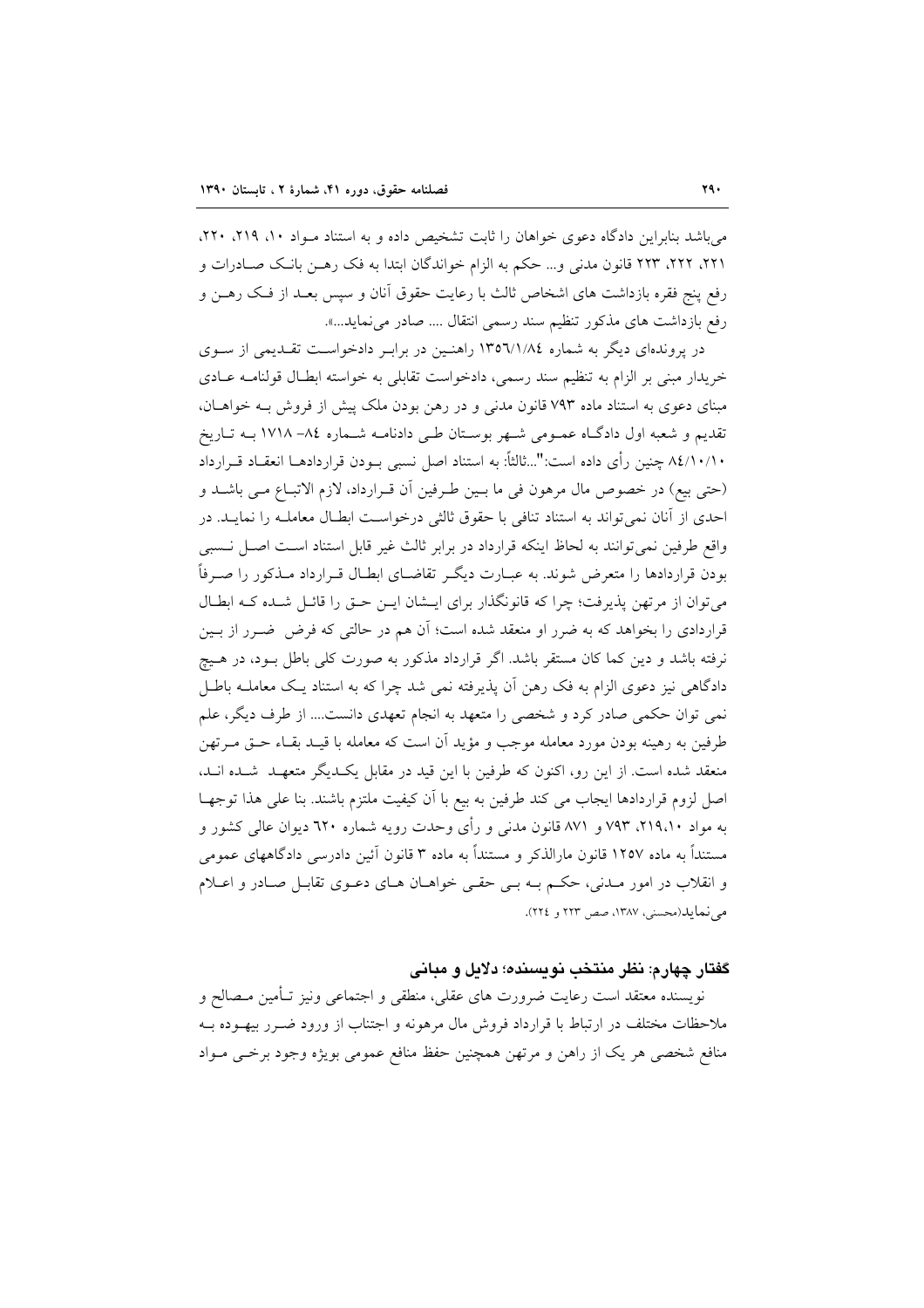می‌باشد بنابراین دادگاه دعوی خواهان را ثابت تشخیص داده و به استناد مـواد ۱۰، ۲۱۹، ۲۲۰، ۲۲۱، ۲۲۲، ۲۲۳ قانون مدنی و... حکم به الزام خواندگان ابتدا به فک رهـن بانـک صـادرات و رفع پنج فقره بازداشت های اشخاص ثالث با رعایت حقوق آنان و سپس بعـد از فـک رهـن و رفع بازداشت های مذکور تنظیم سند رسمی انتقال .... صادر می‌نماید...».

در پرونده‌ای دیگر به شماره ۱۳۵٦/۱/۸٤ راهنـین در برابـر دادخواسـت تقـدیمی از سـوی خریدار مبنی بر الزام به تنظیم سند رسمی، دادخواست تقابلی به خواسته ابطـال قولنامـه عـادی مبنای دعوی به استناد ماده ۷۹۳ قانون مدنی و در رهن بودن ملک پیش از فروش بـه خواهـان، تقدیم و شعبه اول دادگـاه عمـومی شـهر بوسـتان طـی دادنامـه شـماره ۸٤– ۱۷۱۸ بـه تـاریخ ۸٤/۱۰/۱۰ چنین رأی داده است:"...ثالثاً: به استناد اصل نسبی بـودن قراردادهـا انعقـاد قـرارداد (حتی بیع) در خصوص مال مرهون فی ما بـین طـرفین آن قـرارداد، لازم الاتبـاع مـی باشـد و احدی از آنان نمی‌تواند به استناد تنافی با حقوق ثالثی درخواسـت ابطـال معاملـه را نمایـد. در واقع طرفین نمی‌توانند به لحاظ اینکه قرارداد در برابر ثالث غیر قابل استناد اسـت اصـل نـسبی بودن قراردادها را متعرض شوند. به عبـارت دیگـر تقاضـای ابطـال قـرارداد مـذکور را صـرفاً می‌توان از مرتهن پذیرفت؛ چرا که قانونگذار برای ایـشان ایـن حـق را قائـل شـده کـه ابطـال قراردادی را بخواهد که به ضرر او منعقد شده است؛ آن هم در حالتی که فرض ضـرر از بـین نرفته باشد و دین کما کان مستقر باشد. اگر قرارداد مذکور به صورت کلی باطل بـود، در هـیچ دادگاهی نیز دعوی الزام به فک رهن آن پذیرفته نمی شد چرا که به استناد یـک معاملـه باطـل نمی توان حکمی صادر کرد و شخصی را متعهد به انجام تعهدی دانست.... از طرف دیگر، علم طرفین به رهینه بودن مورد معامله موجب و مؤید آن است که معامله با قیـد بقـاء حـق مـرتهن منعقد شده است. از این رو، اکنون که طرفین با این قید در مقابل یکـدیگر متعهـد شـده انـد، اصل لزوم قراردادها ایجاب می کند طرفین به بیع با آن کیفیت ملتزم باشند. بنا علی هذا توجهـا به مواد ۲۱۹،۱۰، ۷۹۳ و ۸۷۱ قانون مدنی و رأی وحدت رویه شماره ٦۲۰ دیوان عالی کشور و مستنداً به ماده ۱۲۵۷ قانون مارالذکر و مستنداً به ماده ۳ قانون آئین دادرسی دادگاههای عمومی و انقلاب در امور مـدنی، حکـم بـه بـی حقـی خواهـان هـای دعـوی تقابـل صـادر و اعـلام می‌نماید(محسنی، ۱۳۸۷، صص ۲۲۳ و ۲۲٤).

## گفتار چهارم: نظر منتخب نویسنده؛ دلایل و مبانی

نویسنده معتقد است رعایت ضرورت های عقلی، منطقی و اجتماعی ونیز تـأمین مـصالح و ملاحظات مختلف در ارتباط با قرارداد فروش مال مرهونه و اجتناب از ورود ضـرر بیهـوده بـه منافع شخصی هر یک از راهن و مرتهن همچنین حفظ منافع عمومی بویژه وجود برخـی مـواد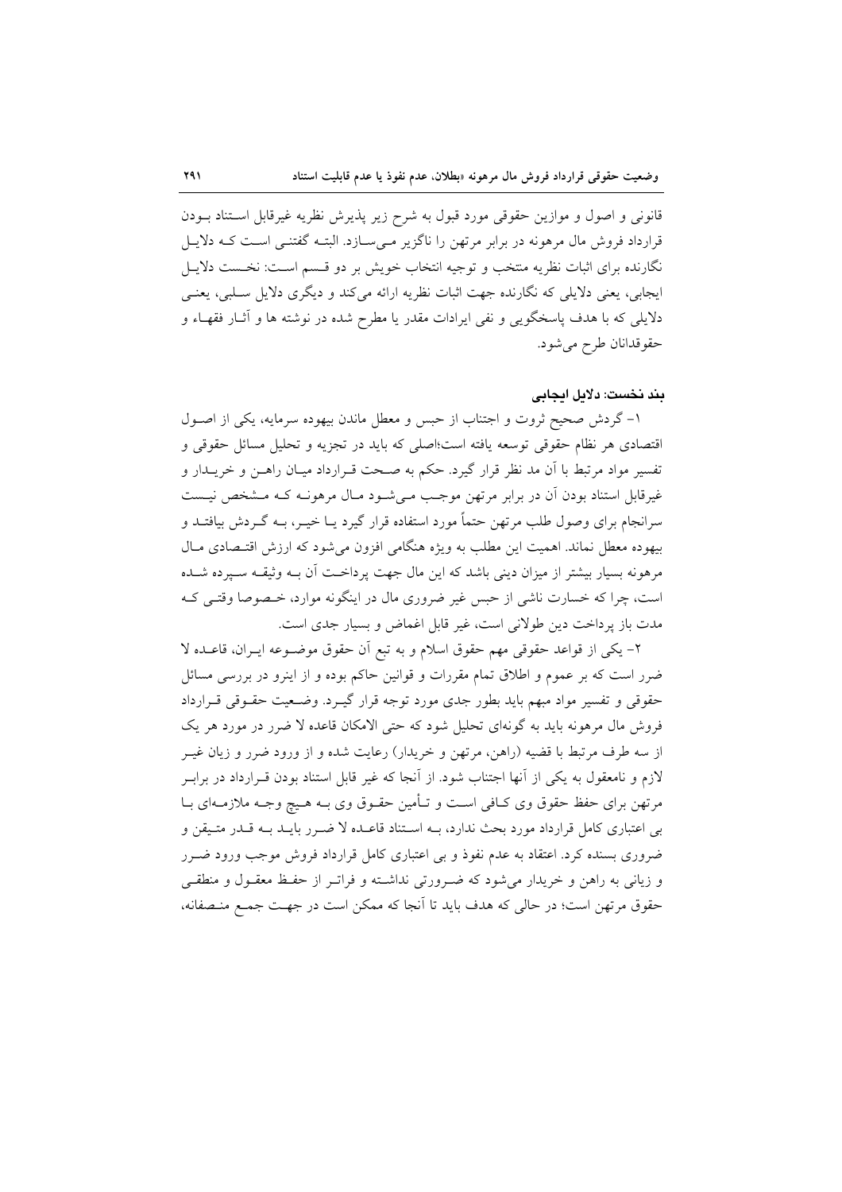قانونی و اصول و موازین حقوقی مورد قبول به شرح زیر پذیرش نظریه غیرقابل استناد بودن قرارداد فروش مال مرهونه در برابر مرتهن را ناگزیر می‌سازد. البته گفتنی است که دلایل نگارنده برای اثبات نظریه منتخب و توجیه انتخاب خویش بر دو قسم است: نخست دلایل ایجابی، یعنی دلایلی که نگارنده جهت اثبات نظریه ارائه می‌کند و دیگری دلایل سلبی، یعنی دلایلی که با هدف پاسخگویی و نفی ایرادات مقدر یا مطرح شده در نوشته ها و آثار فقهاء و حقوقدانان طرح می‌شود.

**بند نخست: دلایل ایجابی**

۱- گردش صحیح ثروت و اجتناب از حبس و معطل ماندن بیهوده سرمایه، یکی از اصول اقتصادی هر نظام حقوقی توسعه یافته است؛اصلی که باید در تجزیه و تحلیل مسائل حقوقی و تفسیر مواد مرتبط با آن مد نظر قرار گیرد. حکم به صحت قرارداد میان راهن و خریدار و غیرقابل استناد بودن آن در برابر مرتهن موجب می‌شود مال مرهونه که مشخص نیست سرانجام برای وصول طلب مرتهن حتماً مورد استفاده قرار گیرد یا خیر، به گردش بیافتد و بیهوده معطل نماند. اهمیت این مطلب به ویژه هنگامی افزون می‌شود که ارزش اقتصادی مال مرهونه بسیار بیشتر از میزان دینی باشد که این مال جهت پرداخت آن به وثیقه سپرده شده است، چرا که خسارت ناشی از حبس غیر ضروری مال در اینگونه موارد، خصوصا وقتی که مدت باز پرداخت دین طولانی است، غیر قابل اغماض و بسیار جدی است.

۲- یکی از قواعد حقوقی مهم حقوق اسلام و به تبع آن حقوق موضوعه ایران، قاعده لا ضرر است که بر عموم و اطلاق تمام مقررات و قوانین حاکم بوده و از اینرو در بررسی مسائل حقوقی و تفسیر مواد مبهم باید بطور جدی مورد توجه قرار گیرد. وضعیت حقوقی قرارداد فروش مال مرهونه باید به گونه‌ای تحلیل شود که حتی الامکان قاعده لا ضرر در مورد هر یک از سه طرف مرتبط با قضیه (راهن، مرتهن و خریدار) رعایت شده و از ورود ضرر و زیان غیر لازم و نامعقول به یکی از آنها اجتناب شود. از آنجا که غیر قابل استناد بودن قرارداد در برابر مرتهن برای حفظ حقوق وی کافی است و تأمین حقوق وی به هیچ وجه ملازمه‌ای با بی اعتباری کامل قرارداد مورد بحث ندارد، به استناد قاعده لا ضرر باید به قدر متیقن و ضروری بسنده کرد. اعتقاد به عدم نفوذ و بی اعتباری کامل قرارداد فروش موجب ورود ضرر و زیانی به راهن و خریدار می‌شود که ضرورتی نداشته و فراتر از حفظ معقول و منطقی حقوق مرتهن است؛ در حالی که هدف باید تا آنجا که ممکن است در جهت جمع منصفانه،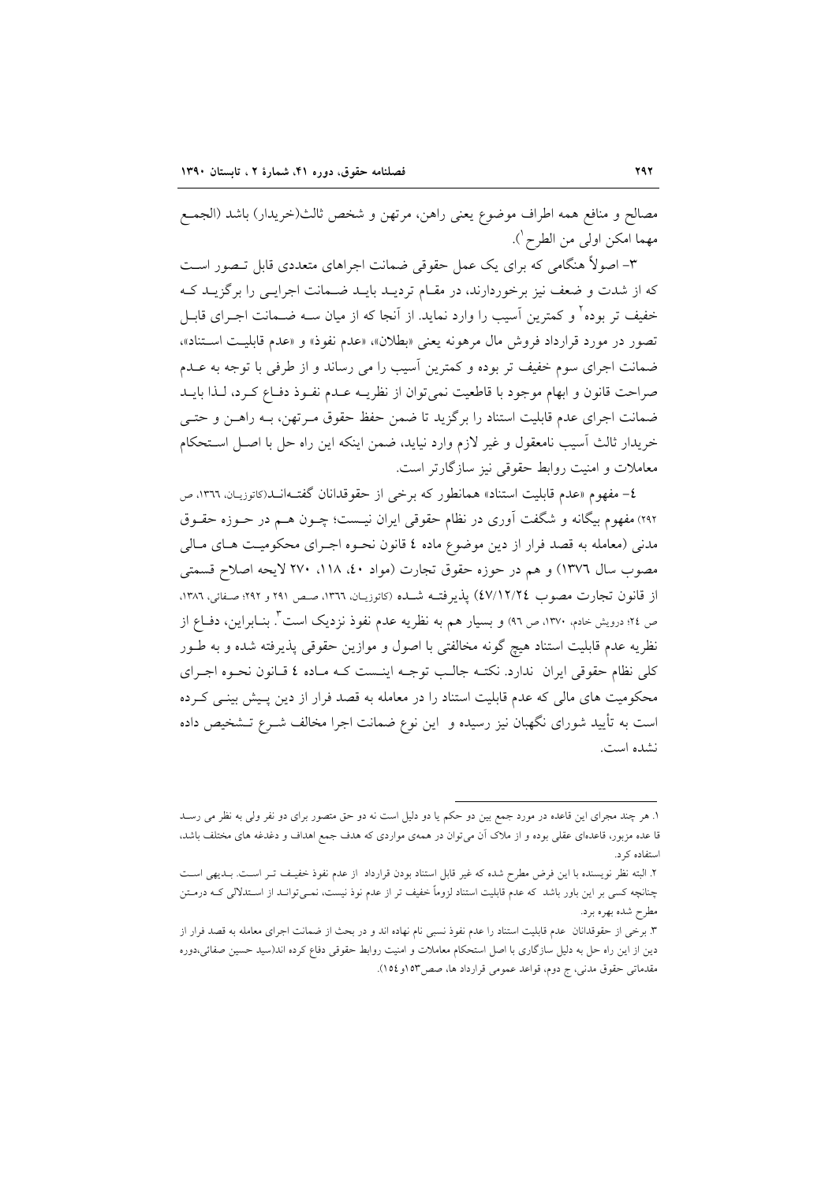مصالح و منافع همه اطراف موضوع یعنی راهن، مرتهن و شخص ثالث(خریدار) باشد (الجمع مهما امکن اولی من الطرح[1]).

۳- اصولاً هنگامی که برای یک عمل حقوقی ضمانت اجراهای متعددی قابل تصور است که از شدت و ضعف نیز برخوردارند، در مقام تردید باید ضمانت اجرایی را برگزید که خفیف تر بوده[2] و کمترین آسیب را وارد نماید. از آنجا که از میان سه ضمانت اجرای قابل تصور در مورد قرارداد فروش مال مرهونه یعنی «بطلان»، «عدم نفوذ» و «عدم قابلیت استناد»، ضمانت اجرای سوم خفیف تر بوده و کمترین آسیب را می رساند و از طرفی با توجه به عدم صراحت قانون و ابهام موجود با قاطعیت نمی‌توان از نظریه عدم نفوذ دفاع کرد، لذا باید ضمانت اجرای عدم قابلیت استناد را برگزید تا ضمن حفظ حقوق مرتهن، به راهن و حتی خریدار ثالث آسیب نامعقول و غیر لازم وارد نیاید، ضمن اینکه این راه حل با اصل استحکام معاملات و امنیت روابط حقوقی نیز سازگارتر است.

۴- مفهوم «عدم قابلیت استناد» همانطور که برخی از حقوقدانان گفته‌اند(کاتوزیان، ۱۳۶۶، ص ۲۹۲) مفهوم بیگانه و شگفت آوری در نظام حقوقی ایران نیست؛ چون هم در حوزه حقوق مدنی (معامله به قصد فرار از دین موضوع ماده ۴ قانون نحوه اجرای محکومیت های مالی مصوب سال ۱۳۷۶) و هم در حوزه حقوق تجارت (مواد ۴۰، ۱۱۸، ۲۷۰ لایحه اصلاح قسمتی از قانون تجارت مصوب ۴۷/۱۲/۲۴) پذیرفته شده (کاتوزیان، ۱۳۶۶، صص ۲۹۱ و ۲۹۲؛ صفائی، ۱۳۸۶، ص ۲۴؛ درویش خادم، ۱۳۷۰، ص ۹۶) و بسیار هم به نظریه عدم نفوذ نزدیک است[3]. بنابراین، دفاع از نظریه عدم قابلیت استناد هیچ گونه مخالفتی با اصول و موازین حقوقی پذیرفته شده و به طور کلی نظام حقوقی ایران ندارد. نکته جالب توجه اینست که ماده ۴ قانون نحوه اجرای محکومیت های مالی که عدم قابلیت استناد را در معامله به قصد فرار از دین پیش بینی کرده است به تأیید شورای نگهبان نیز رسیده و این نوع ضمانت اجرا مخالف شرع تشخیص داده نشده است.

---

۱. هر چند مجرای این قاعده در مورد جمع بین دو حکم یا دو دلیل است نه دو حق متصور برای دو نفر ولی به نظر می رسد قا عده مزبور، قاعده‌ای عقلی بوده و از ملاک آن می‌توان در همه‌ی مواردی که هدف جمع اهداف و دغدغه های مختلف باشد، استفاده کرد.

۲. البته نظر نویسنده با این فرض مطرح شده که غیر قابل استناد بودن قرارداد از عدم نفوذ خفیف تر است. بدیهی است چنانچه کسی بر این باور باشد که عدم قابلیت استناد لزوماً خفیف تر از عدم نوذ نیست، نمی‌تواند از استدلالی که درمتن مطرح شده بهره برد.

۳. برخی از حقوقدانان عدم قابلیت استناد را عدم نفوذ نسبی نام نهاده اند و در بحث از ضمانت اجرای معامله به قصد فرار از دین از این راه حل به دلیل سازگاری با اصل استحکام معاملات و امنیت روابط حقوقی دفاع کرده اند(سید حسین صفائی،دوره مقدماتی حقوق مدنی، ج دوم، قواعد عمومی قرارداد ها، صص۱۵۳و ۱۵۴).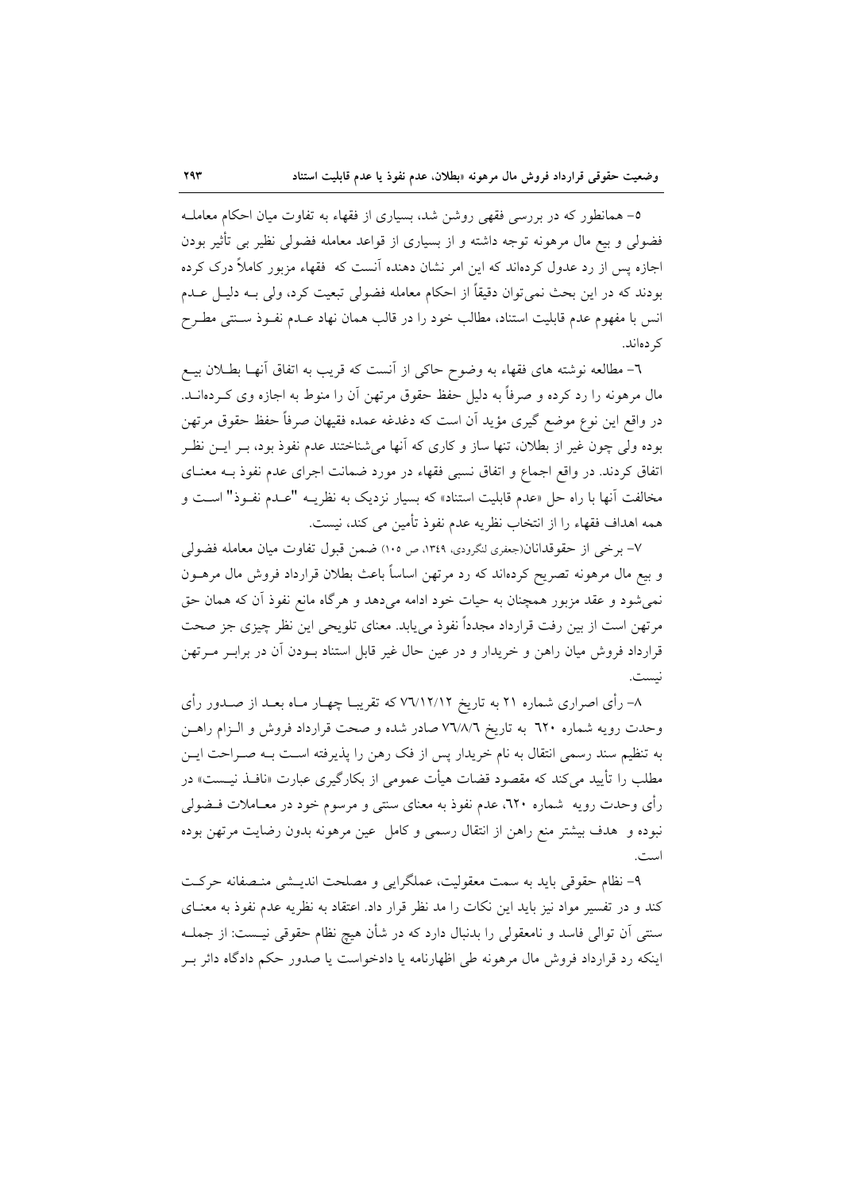۵- همانطور که در بررسی فقهی روشن شد، بسیاری از فقهاء به تفاوت میان احکام معامله فضولی و بیع مال مرهونه توجه داشته و از بسیاری از قواعد معامله فضولی نظیر بی تأثیر بودن اجازه پس از رد عدول کرده‌اند که این امر نشان دهنده آنست که فقهاء مزبور کاملاً درک کرده بودند که در این بحث نمی‌توان دقیقاً از احکام معامله فضولی تبعیت کرد، ولی بـه دلیـل عـدم انس با مفهوم عدم قابلیت استناد، مطالب خود را در قالب همان نهاد عـدم نفـوذ سـنتی مطـرح کرده‌اند.

۶- مطالعه نوشته های فقهاء به وضوح حاکی از آنست که قریب به اتفاق آنهـا بطـلان بیـع مال مرهونه را رد کرده و صرفاً به دلیل حفظ حقوق مرتهن آن را منوط به اجازه وی کـرده‌انـد. در واقع این نوع موضع گیری مؤید آن است که دغدغه عمده فقیهان صرفاً حفظ حقوق مرتهن بوده ولی چون غیر از بطلان، تنها ساز و کاری که آنها می‌شناختند عدم نفوذ بود، بـر ایـن نظـر اتفاق کردند. در واقع اجماع و اتفاق نسبی فقهاء در مورد ضمانت اجرای عدم نفوذ بـه معنـای مخالفت آنها با راه حل «عدم قابلیت استناد» که بسیار نزدیک به نظریـه "عـدم نفـوذ" اسـت و همه اهداف فقهاء را از انتخاب نظریه عدم نفوذ تأمین می کند، نیست.

۷- برخی از حقوقدانان(جعفری لنگرودی، ۱۳۴۹، ص ۱۰۵) ضمن قبول تفاوت میان معامله فضولی و بیع مال مرهونه تصریح کرده‌اند که رد مرتهن اساساً باعث بطلان قرارداد فروش مال مرهـون نمی‌شود و عقد مزبور همچنان به حیات خود ادامه می‌دهد و هرگاه مانع نفوذ آن که همان حق مرتهن است از بین رفت قرارداد مجدداً نفوذ می‌یابد. معنای تلویحی این نظر چیزی جز صحت قرارداد فروش میان راهن و خریدار و در عین حال غیر قابل استناد بـودن آن در برابـر مـرتهن نیست.

۸- رأی اصراری شماره ۲۱ به تاریخ ۷۶/۱۲/۱۲ که تقریبـا چهـار مـاه بعـد از صـدور رأی وحدت رویه شماره ۶۲۰ به تاریخ ۷۶/۸/۶ صادر شده و صحت قرارداد فروش و الـزام راهـن به تنظیم سند رسمی انتقال به نام خریدار پس از فک رهن را پذیرفته اسـت بـه صـراحت ایـن مطلب را تأیید می‌کند که مقصود قضات هیأت عمومی از بکارگیری عبارت «نافـذ نیـست» در رأی وحدت رویه شماره ۶۲۰، عدم نفوذ به معنای سنتی و مرسوم خود در معـاملات فـضولی نبوده و هدف بیشتر منع راهن از انتقال رسمی و کامل عین مرهونه بدون رضایت مرتهن بوده است.

۹- نظام حقوقی باید به سمت معقولیت، عملگرایی و مصلحت اندیـشی منـصفانه حرکـت کند و در تفسیر مواد نیز باید این نکات را مد نظر قرار داد. اعتقاد به نظریه عدم نفوذ به معنـای سنتی آن توالی فاسد و نامعقولی را بدنبال دارد که در شأن هیچ نظام حقوقی نیـست: از جملـه اینکه رد قرارداد فروش مال مرهونه طی اظهارنامه یا دادخواست یا صدور حکم دادگاه دائر بـر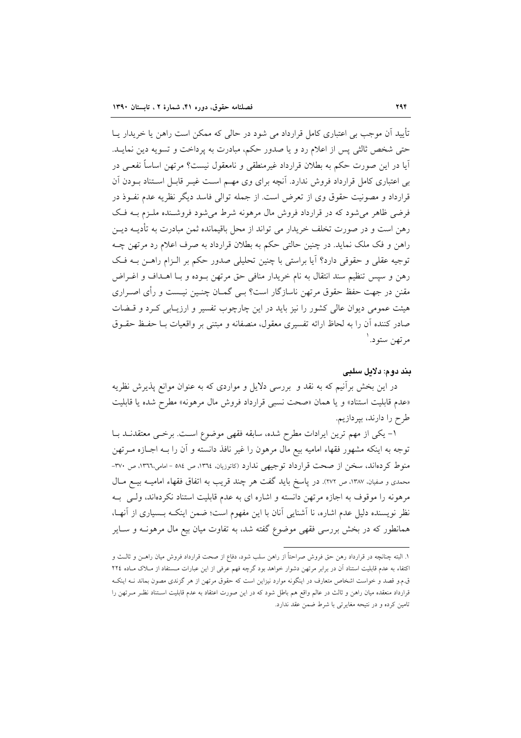تأیید آن موجب بی اعتباری کامل قرارداد می شود در حالی که ممکن است راهن یا خریدار یا حتی شخص ثالثی پس از اعلام رد و یا صدور حکم، مبادرت به پرداخت و تسویه دین نماید. آیا در این صورت حکم به بطلان قرارداد غیرمنطقی و نامعقول نیست؟ مرتهن اساساً نفعی در بی اعتباری کامل قرارداد فروش ندارد. آنچه برای وی مهم است غیر قابل استناد بودن آن قرارداد و مصونیت حقوق وی از تعرض است. از جمله توالی فاسد دیگر نظریه عدم نفوذ در فرضی ظاهر می‌شود که در قرارداد فروش مال مرهونه شرط می‌شود فروشنده ملزم به فک رهن است و در صورت تخلف خریدار می تواند از محل باقیمانده ثمن مبادرت به تأدیه دین راهن و فک ملک نماید. در چنین حالتی حکم به بطلان قرارداد به صرف اعلام رد مرتهن چه توجیه عقلی و حقوقی دارد؟ آیا براستی با چنین تحلیلی صدور حکم بر الزام راهن به فک رهن و سپس تنظیم سند انتقال به نام خریدار منافی حق مرتهن بوده و با اهداف و اغراض مقنن در جهت حفظ حقوق مرتهن ناسازگار است؟ بی گمان چنین نیست و رأی اصراری هیئت عمومی دیوان عالی کشور را نیز باید در این چارچوب تفسیر و ارزیابی کرد و قضات صادر کننده آن را به لحاظ ارائه تفسیری معقول، منصفانه و مبتنی بر واقعیات با حفظ حقوق مرتهن ستود.[1]

### بند دوم: دلایل سلبی

در این بخش برآنیم که به نقد و بررسی دلایل و مواردی که به عنوان موانع پذیرش نظریه «عدم قابلیت استناد» و یا همان «صحت نسبی قرارداد فروش مال مرهونه» مطرح شده یا قابلیت طرح را دارند، بپردازیم.

۱- یکی از مهم ترین ایرادات مطرح شده، سابقه فقهی موضوع است. برخی معتقدند با توجه به اینکه مشهور فقهاء امامیه بیع مال مرهون را غیر نافذ دانسته و آن را به اجازه مرتهن منوط کرده‌اند، سخن از صحت قرارداد توجیهی ندارد (کاتوزیان، ۱۳٦٤، ص ٥٨٤ - امامی،۱۳٦٦، ص ۳۷۰- محمدی و صفیان، ۱۳۸۷، ص ۲۷۲). در پاسخ باید گفت هر چند قریب به اتفاق فقهاء امامیه بیع مال مرهونه را موقوف به اجازه مرتهن دانسته و اشاره ای به عدم قابلیت استناد نکرده‌اند، ولی به نظر نویسنده دلیل عدم اشاره، نا آشنایی آنان با این مفهوم است؛ ضمن اینکه بسیاری از آنها، همانطور که در بخش بررسی فقهی موضوع گفته شد، به تفاوت میان بیع مال مرهونه و سایر

---

۱. البته چنانچه در قرارداد رهن حق فروش صراحتاً از راهن سلب شود، دفاع از صحت قرارداد فروش میان راهن و ثالث و اکتفاء به عدم قابلیت استناد آن در برابر مرتهن دشوار خواهد بود گرچه فهم عرفی از این عبارات مستفاد از ملاک ماده ۲۲٤ ق.م.و قصد و خواست اشخاص متعارف در اینگونه موارد نیزاین است که حقوق مرتهن از هر گزندی مصون بماند نه اینکه قرارداد منعقده میان راهن و ثالث در عالم واقع هم باطل شود که در این صورت اعتقاد به عدم قابلیت استناد نظر مرتهن را تامین کرده و در نتیجه مغایرتی با شرط ضمن عقد ندارد.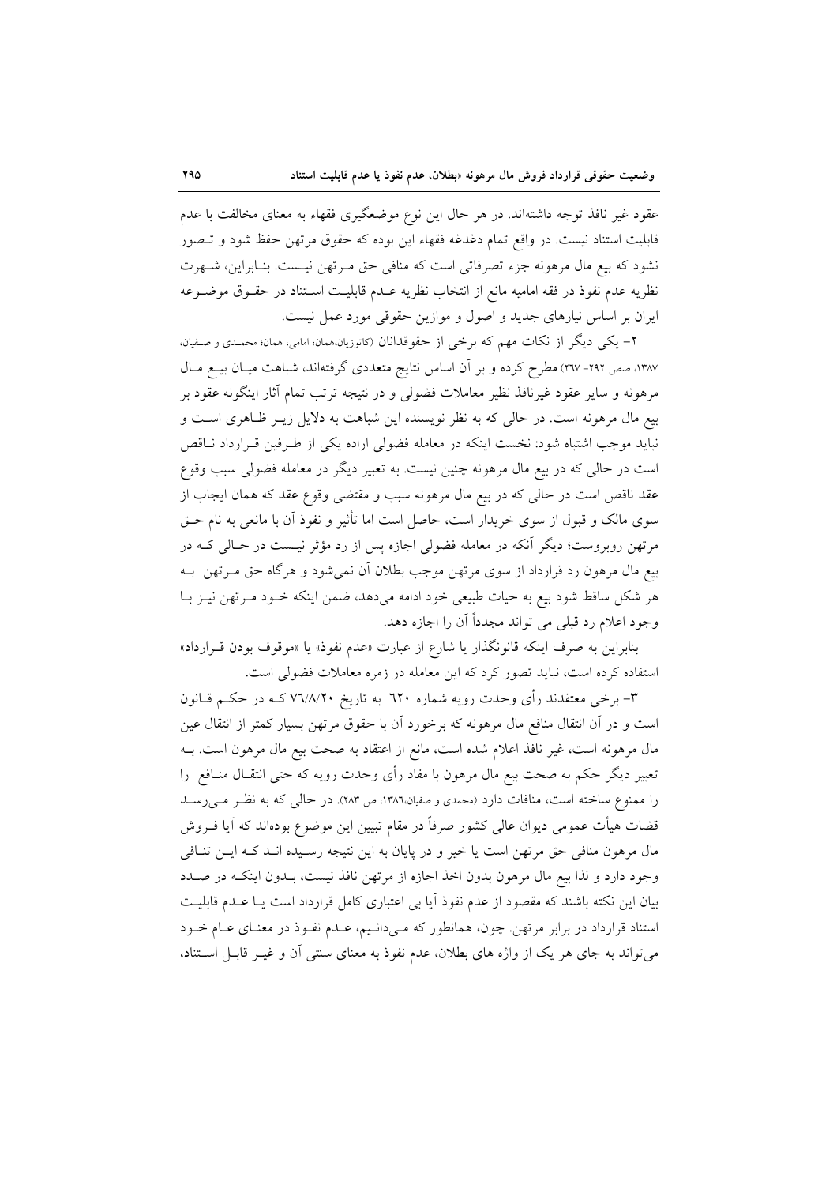عقود غیر نافذ توجه داشته‌اند. در هر حال این نوع موضعگیری فقهاء به معنای مخالفت با عدم قابلیت استناد نیست. در واقع تمام دغدغه فقهاء این بوده که حقوق مرتهن حفظ شود و تصور نشود که بیع مال مرهونه جزء تصرفاتی است که منافی حق مرتهن نیست. بنابراین، شهرت نظریه عدم نفوذ در فقه امامیه مانع از انتخاب نظریه عدم قابلیت استناد در حقوق موضوعه ایران بر اساس نیازهای جدید و اصول و موازین حقوقی مورد عمل نیست.

۲- یکی دیگر از نکات مهم که برخی از حقوقدانان (کاتوزیان،همان؛ امامی، همان؛ محمدی و صفیان، ۱۳۸۷، صص ۲۹۲- ۲۶۷) مطرح کرده و بر آن اساس نتایج متعددی گرفته‌اند، شباهت میان بیع مال مرهونه و سایر عقود غیرنافذ نظیر معاملات فضولی و در نتیجه ترتب تمام آثار اینگونه عقود بر بیع مال مرهونه است. در حالی که به نظر نویسنده این شباهت به دلایل زیر ظاهری است و نباید موجب اشتباه شود: نخست اینکه در معامله فضولی اراده یکی از طرفین قرارداد ناقص است در حالی که در بیع مال مرهونه چنین نیست. به تعبیر دیگر در معامله فضولی سبب وقوع عقد ناقص است در حالی که در بیع مال مرهونه سبب و مقتضی وقوع عقد که همان ایجاب از سوی مالک و قبول از سوی خریدار است، حاصل است اما تأثیر و نفوذ آن با مانعی به نام حق مرتهن روبروست؛ دیگر آنکه در معامله فضولی اجازه پس از رد مؤثر نیست در حالی که در بیع مال مرهون رد قرارداد از سوی مرتهن موجب بطلان آن نمی‌شود و هرگاه حق مرتهن به هر شکل ساقط شود بیع به حیات طبیعی خود ادامه می‌دهد، ضمن اینکه خود مرتهن نیز با وجود اعلام رد قبلی می تواند مجدداً آن را اجازه دهد.

بنابراین به صرف اینکه قانونگذار یا شارع از عبارت «عدم نفوذ» یا «موقوف بودن قرارداد» استفاده کرده است، نباید تصور کرد که این معامله در زمره معاملات فضولی است.

۳- برخی معتقدند رأی وحدت رویه شماره ٦٢٠ به تاریخ ٧٦/٨/٢٠ که در حکم قانون است و در آن انتقال منافع مال مرهونه که برخورد آن با حقوق مرتهن بسیار کمتر از انتقال عین مال مرهونه است، غیر نافذ اعلام شده است، مانع از اعتقاد به صحت بیع مال مرهون است. به تعبیر دیگر حکم به صحت بیع مال مرهون با مفاد رأی وحدت رویه که حتی انتقال منافع را را ممنوع ساخته است، منافات دارد (محمدی و صفیان،١٣٨٦، ص ٢٨٣). در حالی که به نظر می‌رسد قضات هیأت عمومی دیوان عالی کشور صرفاً در مقام تبیین این موضوع بوده‌اند که آیا فروش مال مرهون منافی حق مرتهن است یا خیر و در پایان به این نتیجه رسیده اند که این تنافی وجود دارد و لذا بیع مال مرهون بدون اخذ اجازه از مرتهن نافذ نیست، بدون اینکه در صدد بیان این نکته باشند که مقصود از عدم نفوذ آیا بی اعتباری کامل قرارداد است یا عدم قابلیت استناد قرارداد در برابر مرتهن. چون، همانطور که می‌دانیم، عدم نفوذ در معنای عام خود می‌تواند به جای هر یک از واژه های بطلان، عدم نفوذ به معنای سنتی آن و غیر قابل استناد،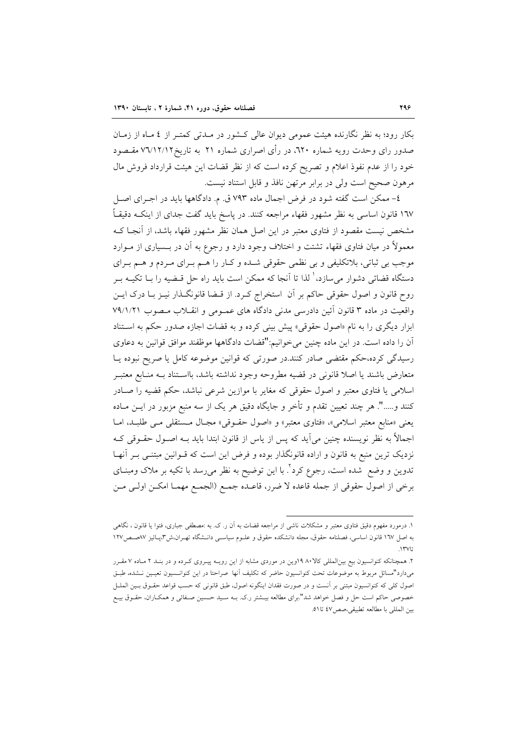بکار رود؛ به نظر نگارنده هیئت عمومی دیوان عالی کشور در مدتی کمتر از ٤ ماه از زمان صدور رای وحدت رویه شماره ٦٢٠، در رأی اصراری شماره ٢١ به تاریخ٧٦/١٢/١٢ مقصود خود را از عدم نفوذ اعلام و تصریح کرده است که از نظر قضات این هیئت قرارداد فروش مال مرهون صحیح است ولی در برابر مرتهن نافذ و قابل استناد نیست.

٤- ممکن است گفته شود در فرض اجمال ماده ٧٩٣ ق. م. دادگاهها باید در اجرای اصل ١٦٧ قانون اساسی به نظر مشهور فقهاء مراجعه کنند. در پاسخ باید گفت جدای از اینکه دقیقاً مشخص نیست مقصود از فتاوی معتبر در این اصل همان نظر مشهور فقهاء باشد، از آنجا که معمولاً در میان فتاوی فقهاء تشتت و اختلاف وجود دارد و رجوع به آن در بسیاری از موارد موجب بی ثباتی، بلاتکلیفی و بی نظمی حقوقی شده و کار را هم برای مردم و هم برای دستگاه قضائی دشوار می‌سازد،[1] لذا تا آنجا که ممکن است باید راه حل قضیه را با تکیه بر روح قانون و اصول حقوقی حاکم بر آن استخراج کرد. از قضا قانونگذار نیز با درک این واقعیت در ماده ٣ قانون آئین دادرسی مدنی دادگاه های عمومی و انقلاب مصوب ٧٩/١/٢١ ابزار دیگری را به نام «اصول حقوقی» پیش بینی کرده و به قضات اجازه صدور حکم به استناد آن را داده است. در این ماده چنین می‌خوانیم:"قضات دادگاهها موظفند موافق قوانین به دعاوی رسیدگی کرده،حکم مقتضی صادر کنند.در صورتی که قوانین موضوعه کامل یا صریح نبوده یا متعارض باشند یا اصلا قانونی در قضیه مطروحه وجود نداشته باشد، بااستناد به منابع معتبر اسلامی یا فتاوی معتبر و اصول حقوقی که مغایر با موازین شرعی نباشد، حکم قضیه را صادر کنند و....". هر چند تعیین تقدم و تأخر و جایگاه دقیق هر یک از سه منبع مزبور در این ماده یعنی «منابع معتبر اسلامی»، «فتاوی معتبر» و «اصول حقوقی» مجال مستقلی می طلبد، اما اجمالاً به نظر نویسنده چنین می‌آید که پس از یاس از قانون ابتدا باید به اصول حقوقی که نزدیک ترین منبع به قانون و اراده قانونگذار بوده و فرض این است که قوانین مبتنی بر آنها تدوین و وضع شده است، رجوع کرد[2]. با این توضیح به نظر می‌رسد با تکیه بر ملاک ومبنای برخی از اصول حقوقی از جمله قاعده لا ضرر، قاعده جمع (الجمع مهما امکن اولی من

---

١. درمورد مفهوم دقیق فتاوی معتبر و مشکلات ناشی از مراجعه قضات به آن ر. ک. به :مصطفی جباری، فتوا یا قانون ، نگاهی به اصل ١٦٧ قانون اساسی، فصلنامه حقوق، مجله دانشکده حقوق و علوم سیاسی دانشگاه تهران،ش٣،پائیز ٨٧صص١٢٧ تا١٣٧.

٢. همچنانکه کنوانسیون بیع بین‌المللی کالا٨٠ ١٩وین در موردی مشابه از این رویه پیروی کرده و در بند ٢ ماده ٧ مقرر می‌دارد"مسائل مربوط به موضوعات تحت کنوانسیون حاضر که تکلیف آنها صراحتا در این کنوانسیون تعیین نشده، طبق اصول کلی که کنوانسیون مبتنی بر آنست و در صورت فقدان اینگونه اصول، طبق قانونی که حسب قواعد حقوق بین الملل خصوصی حاکم است حل و فصل خواهد شد".برای مطالعه بیشتر ر.ک. به سید حسین صفائی و همکاران، حقوق بیع بین المللی با مطالعه تطبیقی،صص٤٧ تا٥١.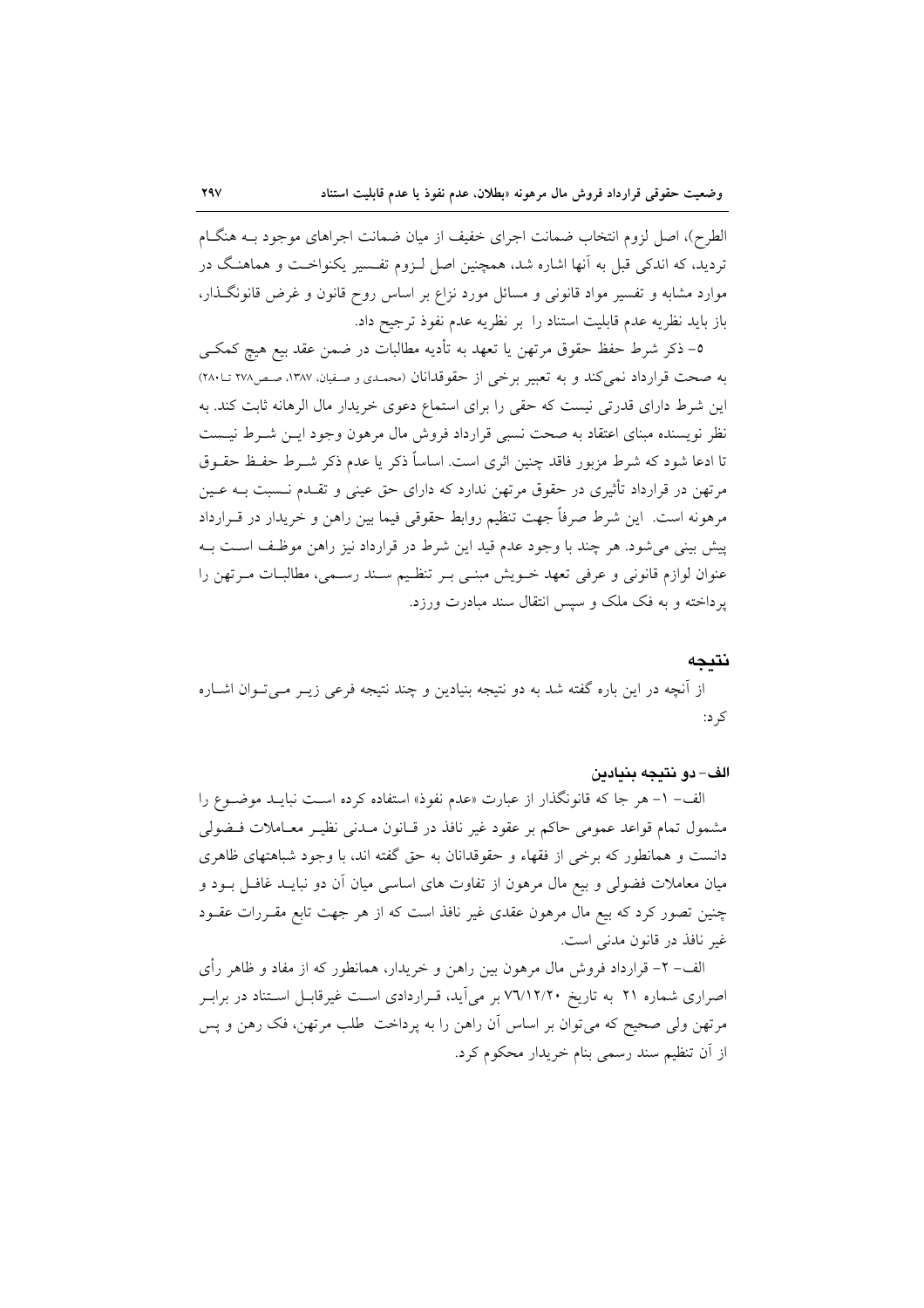الطرح)، اصل لزوم انتخاب ضمانت اجرای خفیف از میان ضمانت اجراهای موجود بـه هنگـام تردید، که اندکی قبل به آنها اشاره شد، همچنین اصل لـزوم تفـسیر یکنواخـت و هماهنـگ در موارد مشابه و تفسیر مواد قانونی و مسائل مورد نزاع بر اساس روح قانون و غرض قانونگـذار، باز باید نظریه عدم قابلیت استناد را بر نظریه عدم نفوذ ترجیح داد.

۵- ذکر شرط حفظ حقوق مرتهن یا تعهد به تأدیه مطالبات در ضمن عقد بیع هیچ کمکـی به صحت قرارداد نمی‌کند و به تعبیر برخی از حقوقدانان (محمدی و صفیان، ۱۳۸۷، صص۲۷۸ تا۲۸۰) این شرط دارای قدرتی نیست که حقی را برای استماع دعوی خریدار مال الرهانه ثابت کند. به نظر نویسنده مبنای اعتقاد به صحت نسبی قرارداد فروش مال مرهون وجود ایـن شـرط نیـست تا ادعا شود که شرط مزبور فاقد چنین اثری است. اساساً ذکر یا عدم ذکر شـرط حفـظ حقـوق مرتهن در قرارداد تأثیری در حقوق مرتهن ندارد که دارای حق عینی و تقـدم نـسبت بـه عـین مرهونه است. این شرط صرفاً جهت تنظیم روابط حقوقی فیما بین راهن و خریدار در قـرارداد پیش بینی می‌شود. هر چند با وجود عدم قید این شرط در قرارداد نیز راهن موظـف اسـت بـه عنوان لوازم قانونی و عرفی تعهد خـویش مبنـی بـر تنظـیم سـند رسـمی، مطالبـات مـرتهن را پرداخته و به فک ملک و سپس انتقال سند مبادرت ورزد.

## نتیجه

از آنچه در این باره گفته شد به دو نتیجه بنیادین و چند نتیجه فرعی زیـر مـی‌تـوان اشـاره کرد:

### الف- دو نتیجه بنیادین

الف- ۱- هر جا که قانونگذار از عبارت «عدم نفوذ» استفاده کرده اسـت نبایـد موضـوع را مشمول تمام قواعد عمومی حاکم بر عقود غیر نافذ در قـانون مـدنی نظیـر معـاملات فـضولی دانست و همانطور که برخی از فقهاء و حقوقدانان به حق گفته اند، با وجود شباهتهای ظاهری میان معاملات فضولی و بیع مال مرهون از تفاوت های اساسی میان آن دو نبایـد غافـل بـود و چنین تصور کرد که بیع مال مرهون عقدی غیر نافذ است که از هر جهت تابع مقـررات عقـود غیر نافذ در قانون مدنی است.

الف- ۲- قرارداد فروش مال مرهون بین راهن و خریدار، همانطور که از مفاد و ظاهر رأی اصراری شماره ۲۱ به تاریخ ۷۶/۱۲/۲۰ بر می‌آید، قـراردادی اسـت غیرقابـل اسـتناد در برابـر مرتهن ولی صحیح که می‌توان بر اساس آن راهن را به پرداخت طلب مرتهن، فک رهن و پس از آن تنظیم سند رسمی بنام خریدار محکوم کرد.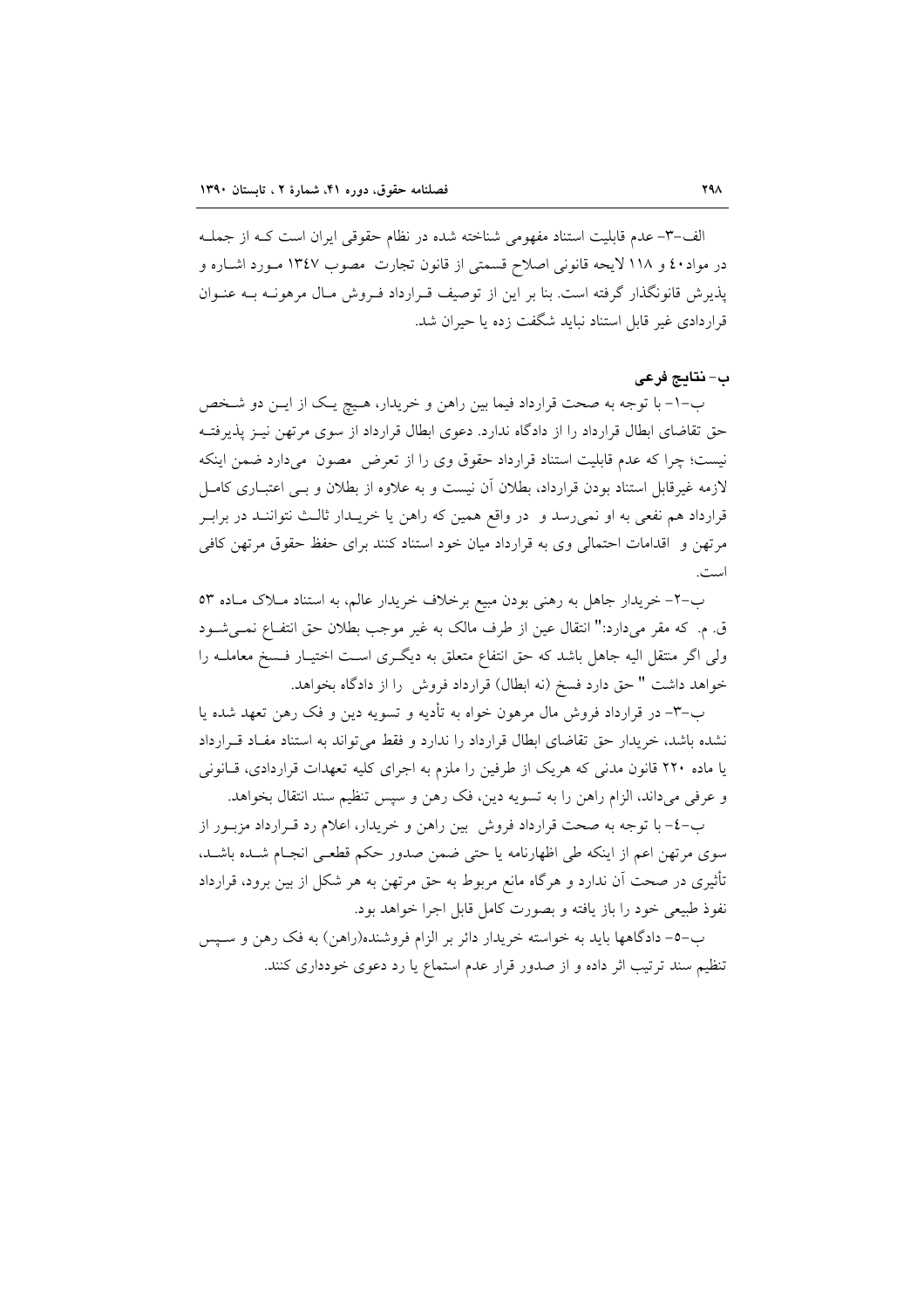الف-۳- عدم قابلیت استناد مفهومی شناخته شده در نظام حقوقی ایران است کـه از جملـه در مواد ۴۰ و ۱۱۸ لایحه قانونی اصلاح قسمتی از قانون تجارت مصوب ۱۳۴۷ مـورد اشـاره و پذیرش قانونگذار گرفته است. بنا بر این از توصیف قـرارداد فـروش مـال مرهونـه بـه عنـوان قراردادی غیر قابل استناد نباید شگفت زده یا حیران شد.

## ب- نتایج فرعی

ب-۱- با توجه به صحت قرارداد فیما بین راهن و خریدار، هـیچ یـک از ایـن دو شـخص حق تقاضای ابطال قرارداد را از دادگاه ندارد. دعوی ابطال قرارداد از سوی مرتهن نیـز پذیرفتـه نیست؛ چرا که عدم قابلیت استناد قرارداد حقوق وی را از تعرض مصون می‌دارد ضمن اینکه لازمه غیرقابل استناد بودن قرارداد، بطلان آن نیست و به علاوه از بطلان و بـی اعتبـاری کامـل قرارداد هم نفعی به او نمی‌رسد و در واقع همین که راهن یا خریـدار ثالـث نتواننـد در برابـر مرتهن و اقدامات احتمالی وی به قرارداد میان خود استناد کنند برای حفظ حقوق مرتهن کافی است.

ب-۲- خریدار جاهل به رهنی بودن مبیع برخلاف خریدار عالم، به استناد مـلاک مـاده ۵۳ ق. م. که مقر می‌دارد:" انتقال عین از طرف مالک به غیر موجب بطلان حق انتفـاع نمـی‌شـود ولی اگر منتقل الیه جاهل باشد که حق انتفاع متعلق به دیگـری اسـت اختیـار فـسخ معاملـه را خواهد داشت " حق دارد فسخ (نه ابطال) قرارداد فروش را از دادگاه بخواهد.

ب-۳- در قرارداد فروش مال مرهون خواه به تأدیه و تسویه دین و فک رهن تعهد شده یا نشده باشد، خریدار حق تقاضای ابطال قرارداد را ندارد و فقط می‌تواند به استناد مفـاد قـرارداد یا ماده ۲۲۰ قانون مدنی که هریک از طرفین را ملزم به اجرای کلیه تعهدات قراردادی، قـانونی و عرفی می‌داند، الزام راهن را به تسویه دین، فک رهن و سپس تنظیم سند انتقال بخواهد.

ب-۴- با توجه به صحت قرارداد فروش بین راهن و خریدار، اعلام رد قـرارداد مزبـور از سوی مرتهن اعم از اینکه طی اظهارنامه یا حتی ضمن صدور حکم قطعـی انجـام شـده باشـد، تأثیری در صحت آن ندارد و هرگاه مانع مربوط به حق مرتهن به هر شکل از بین برود، قرارداد نفوذ طبیعی خود را باز یافته و بصورت کامل قابل اجرا خواهد بود.

ب-۵- دادگاهها باید به خواسته خریدار دائر بر الزام فروشنده(راهن) به فک رهن و سـپس تنظیم سند ترتیب اثر داده و از صدور قرار عدم استماع یا رد دعوی خودداری کنند.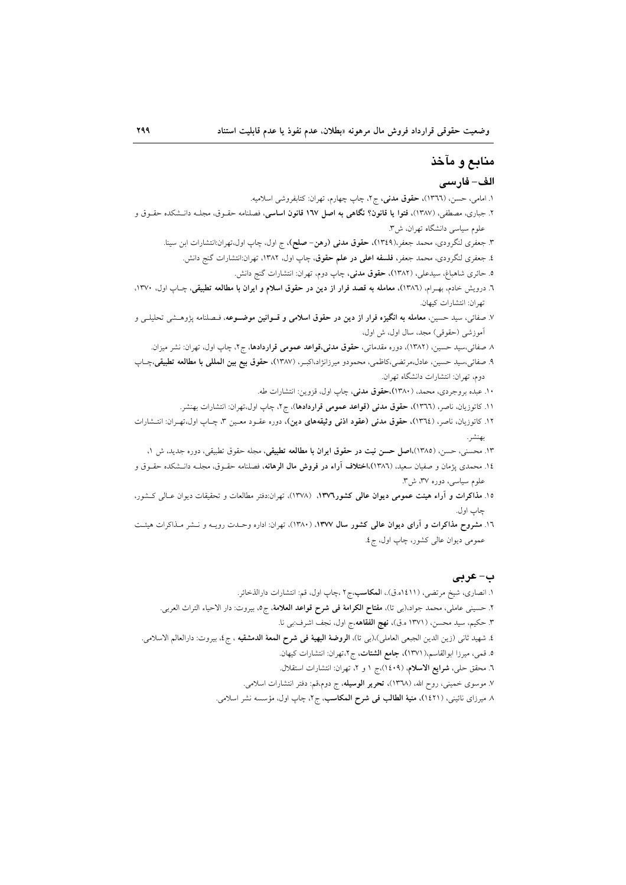## منابع و مآخذ

### الف- فارسی

۱. امامی، حسن، (۱۳۶۶)، **حقوق مدنی**، ج۲، چاپ چهارم، تهران: کتابفروشی اسلامیه.

۲. جباری، مصطفی، (۱۳۸۷)، **فتوا یا قانون؟ نگاهی به اصل ۱۶۷ قانون اساسی**، فصلنامه حقوق، مجله دانشکده حقوق و علوم سیاسی دانشگاه تهران، ش۳.

۳. جعفری لنگرودی، محمد جعفر،(۱۳۴۹)، **حقوق مدنی (رهن- صلح)**، ج اول، چاپ اول،تهران:انتشارات ابن سینا.

۴. جعفری لنگرودی، محمد جعفر، **فلسفه اعلی در علم حقوق**، چاپ اول، ۱۳۸۲، تهران:انتشارات گنج دانش.

۵. حائری شاهباغ، سیدعلی، (۱۳۸۲)، **حقوق مدنی**، چاپ دوم، تهران: انتشارات گنج دانش.

۶. درویش خادم، بهرام، (۱۳۸۶)، **معامله به قصد فرار از دین در حقوق اسلام و ایران با مطالعه تطبیقی**، چاپ اول، ۱۳۷۰، تهران: انتشارات کیهان.

۷. صفائی، سید حسین، **معامله به انگیزه فرار از دین در حقوق اسلامی و قوانین موضوعه**، فصلنامه پژوهشی تحلیلی و آموزشی (حقوقی) مجد، سال اول، ش اول،

۸. صفائی،سید حسین، (۱۳۸۲)، دوره مقدماتی، **حقوق مدنی،قواعد عمومی قراردادها**، ج۲، چاپ اول، تهران: نشر میزان.

۹. صفائی،سید حسین، عادل،مرتضی،کاظمی، محمودو میرزانژاد،اکبر، (۱۳۸۷)، **حقوق بیع بین المللی با مطالعه تطبیقی**،چاپ دوم، تهران: انتشارات دانشگاه تهران.

۱۰. عبده بروجردی، محمد، (۱۳۸۰)،**حقوق مدنی**، چاپ اول، قزوین: انتشارات طه.

۱۱. کاتوزیان، ناصر، (۱۳۶۶)، **حقوق مدنی (قواعد عمومی قراردادها)**، ج۲، چاپ اول،تهران: انتشارات بهنشر.

۱۲. کاتوزیان، ناصر، (۱۳۶۴)، **حقوق مدنی (عقود اذنی وثیقه‌های دین)**، دوره عقود معین ۳، چاپ اول،تهران: انتشارات بهنشر.

۱۳. محسنی، حسن، (۱۳۸۵)،**اصل حسن نیت در حقوق ایران با مطالعه تطبیقی**، مجله حقوق تطبیقی، دوره جدید، ش ۱،

۱۴. محمدی پژمان و صفیان سعید، (۱۳۸۶)،**اختلاف آراء در فروش مال الرهانه**، فصلنامه حقوق، مجله دانشکده حقوق و علوم سیاسی، دوره ۳۷، ش۳.

۱۵. **مذاکرات و آراء هیئت عمومی دیوان عالی کشور۱۳۷۶**، (۱۳۷۸)، تهران:دفتر مطالعات و تحقیقات دیوان عالی کشور، چاپ اول.

۱۶. **مشروح مذاکرات و آرای دیوان عالی کشور سال ۱۳۷۷**، (۱۳۸۰)، تهران: اداره وحدت رویه و نشر مذاکرات هیئت عمومی دیوان عالی کشور، چاپ اول، ج۴.

### ب- عربی

۱. انصاری، شیخ مرتضی، (۱۴۱۱ه.ق).، **المکاسب**،ج۲ ،چاپ اول، قم: انتشارات دارالذخائر.

۲. حسینی عاملی، محمد جواد،(بی تا)، **مفتاح الکرامة فی شرح قواعد العلامة**، ج۵، بیروت: دار الاحیاء التراث العربی.

۳. حکیم، سید محسن، (۱۳۷۱ ه.ق)، **نهج الفقاهه**،ج اول، نجف اشرف:بی نا.

۴. شهید ثانی (زین الدین الجبعی العاملی)،(بی تا)، **الروضة البهیة فی شرح المعة الدمشقیه** ، ج۴، بیروت: دارالعالم الاسلامی.

۵. قمی، میرزا ابوالقاسم،(۱۳۷۱)، **جامع الشتات**، ج۲،تهران: انتشارات کیهان.

۶. محقق حلی، **شرایع الاسلام**، (۱۴۰۹)،ج ۱ و ۲، تهران: انتشارات استقلال.

۷. موسوی خمینی، روح الله، (۱۳۶۸)، **تحریر الوسیله**، ج دوم،قم: دفتر انتشارات اسلامی.

۸. میرزای نائینی، (۱۴۲۱)، **منیة الطالب فی شرح المکاسب**، ج۲، چاپ اول، مؤسسه نشر اسلامی.